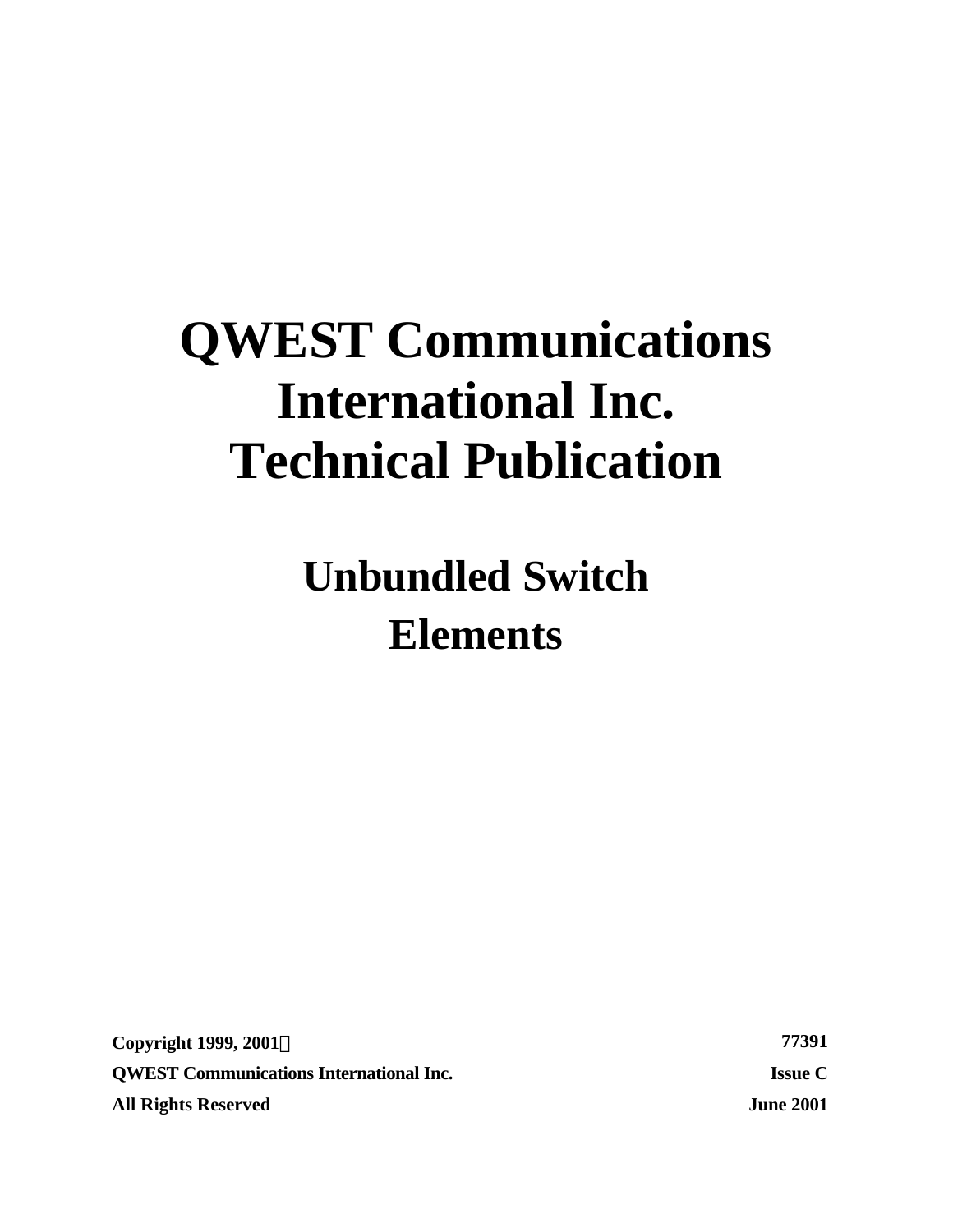# QWEST Communications International Inc. Technical Publication

## Unbundled Switch Elements

**Copyright 1999, 2001©**
**QWEST Communications International Inc.**
**All Rights Reserved**

**77391**
**Issue C**
**June 2001**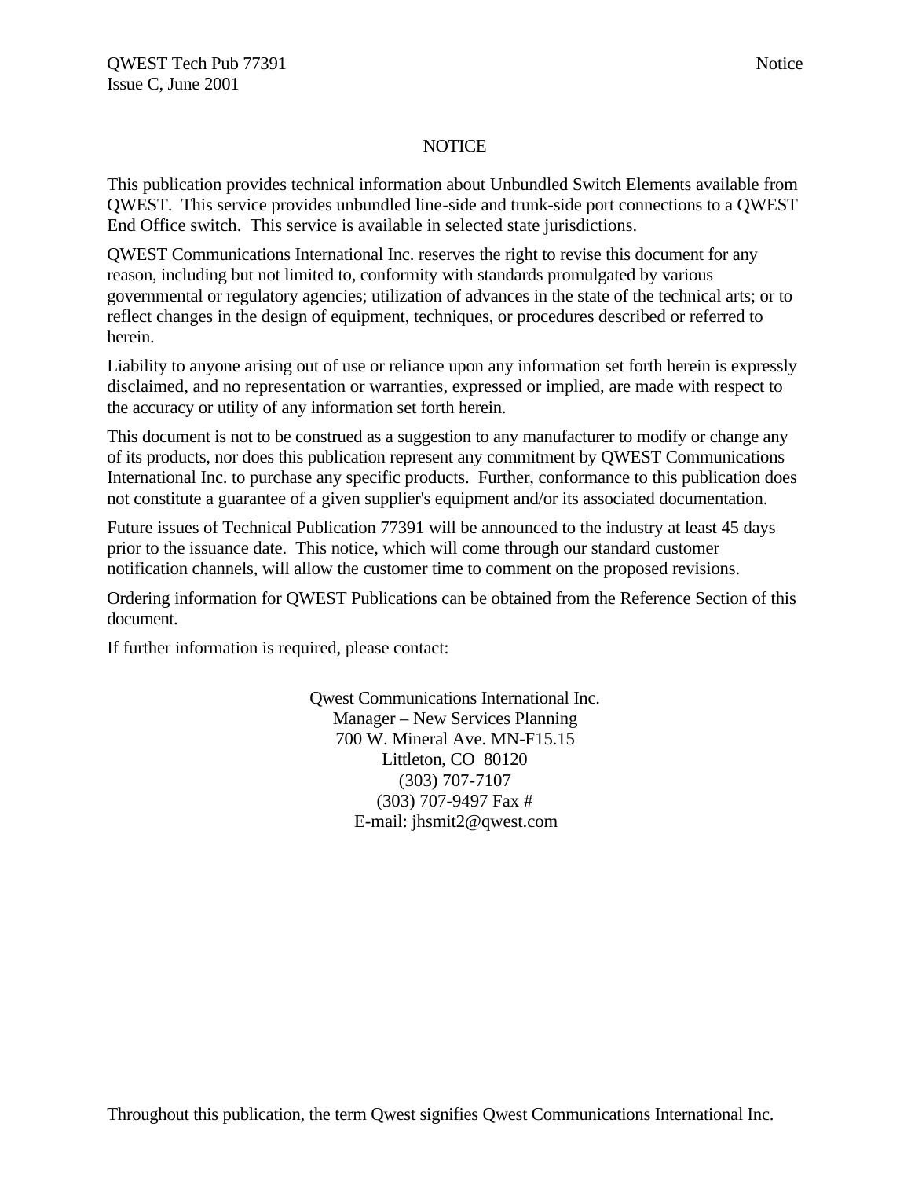# NOTICE

This publication provides technical information about Unbundled Switch Elements available from QWEST. This service provides unbundled line-side and trunk-side port connections to a QWEST End Office switch. This service is available in selected state jurisdictions.

QWEST Communications International Inc. reserves the right to revise this document for any reason, including but not limited to, conformity with standards promulgated by various governmental or regulatory agencies; utilization of advances in the state of the technical arts; or to reflect changes in the design of equipment, techniques, or procedures described or referred to herein.

Liability to anyone arising out of use or reliance upon any information set forth herein is expressly disclaimed, and no representation or warranties, expressed or implied, are made with respect to the accuracy or utility of any information set forth herein.

This document is not to be construed as a suggestion to any manufacturer to modify or change any of its products, nor does this publication represent any commitment by QWEST Communications International Inc. to purchase any specific products. Further, conformance to this publication does not constitute a guarantee of a given supplier's equipment and/or its associated documentation.

Future issues of Technical Publication 77391 will be announced to the industry at least 45 days prior to the issuance date. This notice, which will come through our standard customer notification channels, will allow the customer time to comment on the proposed revisions.

Ordering information for QWEST Publications can be obtained from the Reference Section of this document.

If further information is required, please contact:

Qwest Communications International Inc.
Manager – New Services Planning
700 W. Mineral Ave. MN-F15.15
Littleton, CO 80120
(303) 707-7107
(303) 707-9497 Fax #
E-mail: jhsmit2@qwest.com

Throughout this publication, the term Qwest signifies Qwest Communications International Inc.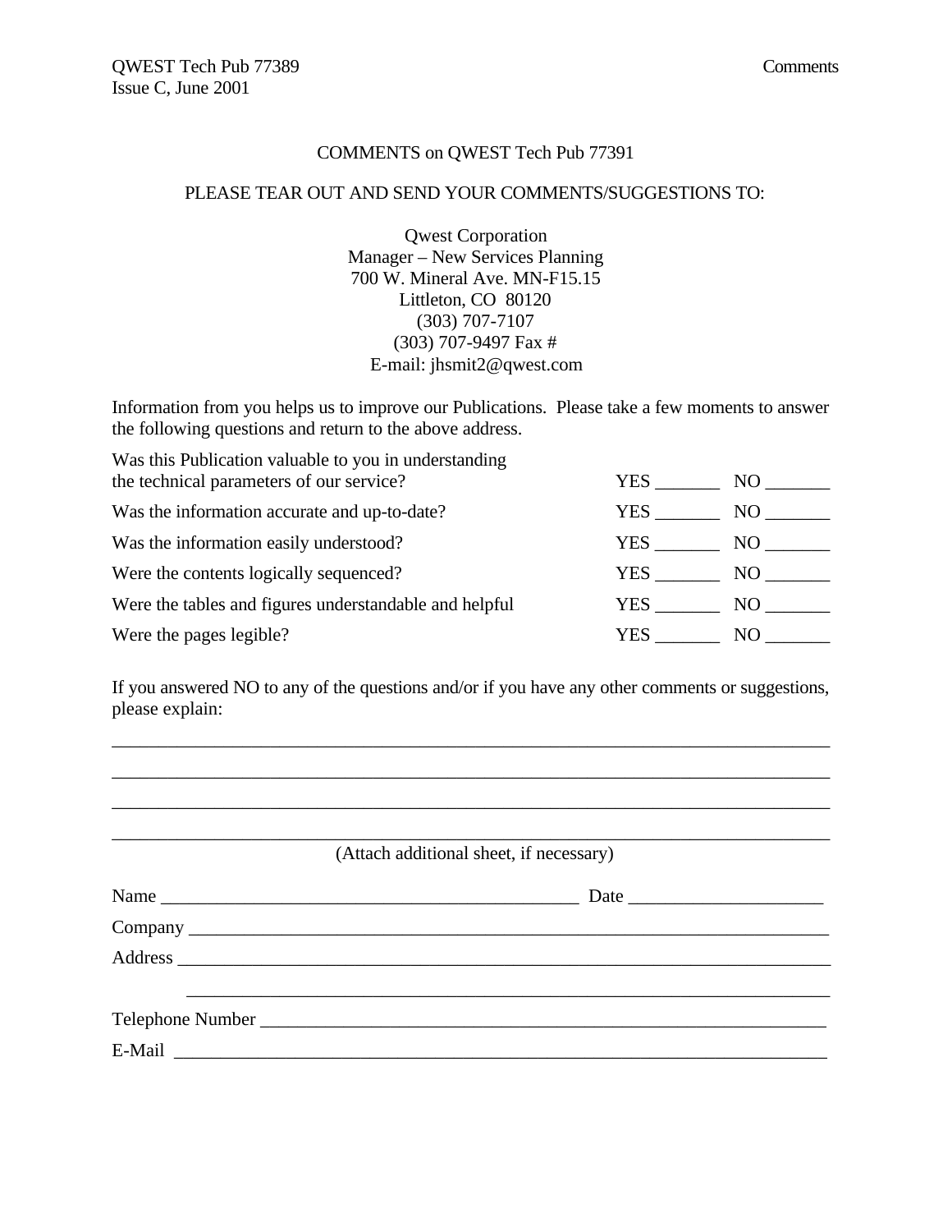## COMMENTS on QWEST Tech Pub 77391

PLEASE TEAR OUT AND SEND YOUR COMMENTS/SUGGESTIONS TO:

Qwest Corporation
Manager – New Services Planning
700 W. Mineral Ave. MN-F15.15
Littleton, CO 80120
(303) 707-7107
(303) 707-9497 Fax #
E-mail: jhsmit2@qwest.com

Information from you helps us to improve our Publications. Please take a few moments to answer the following questions and return to the above address.

| | | |
|---|---|---|
| Was this Publication valuable to you in understanding the technical parameters of our service? | YES _______ | NO _______ |
| Was the information accurate and up-to-date? | YES _______ | NO _______ |
| Was the information easily understood? | YES _______ | NO _______ |
| Were the contents logically sequenced? | YES _______ | NO _______ |
| Were the tables and figures understandable and helpful | YES _______ | NO _______ |
| Were the pages legible? | YES _______ | NO _______ |

If you answered NO to any of the questions and/or if you have any other comments or suggestions, please explain:

_______________________________________________________________________________

_______________________________________________________________________________

_______________________________________________________________________________

_______________________________________________________________________________

(Attach additional sheet, if necessary)

Name _____________________________________________ Date ____________________

Company ___________________________________________________________________

Address ____________________________________________________________________

___________________________________________________________________________

Telephone Number ____________________________________________________________

E-Mail _____________________________________________________________________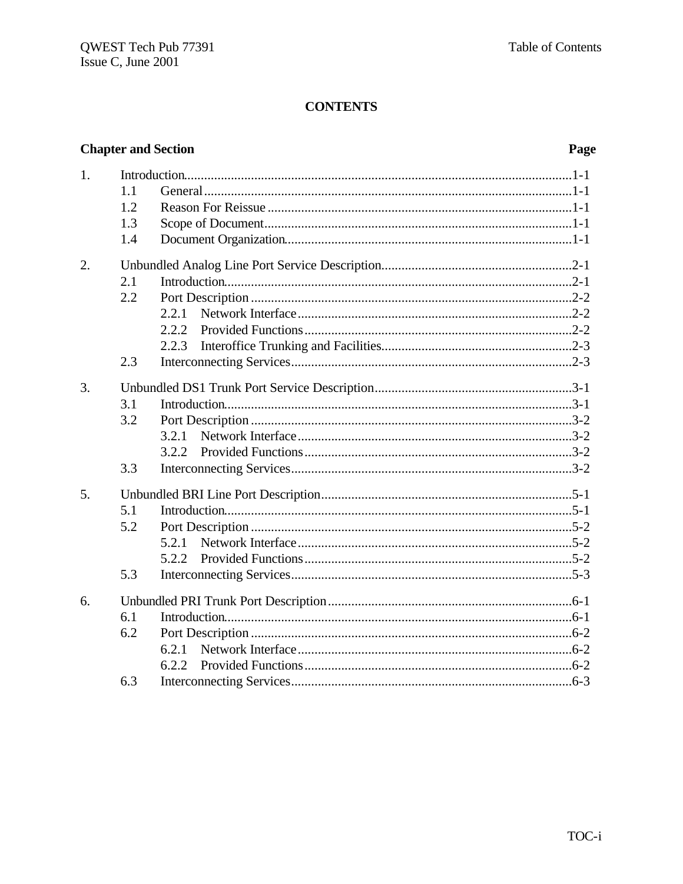# CONTENTS

**Chapter and Section** **Page**

1. Introduction ........................................................................ 1-1
   - 1.1 General ........................................................................ 1-1
   - 1.2 Reason For Reissue ........................................................ 1-1
   - 1.3 Scope of Document .......................................................... 1-1
   - 1.4 Document Organization .................................................... 1-1

2. Unbundled Analog Line Port Service Description ............................ 2-1
   - 2.1 Introduction ................................................................... 2-1
   - 2.2 Port Description ............................................................. 2-2
     - 2.2.1 Network Interface ..................................................... 2-2
     - 2.2.2 Provided Functions .................................................... 2-2
     - 2.2.3 Interoffice Trunking and Facilities ............................... 2-3
   - 2.3 Interconnecting Services ................................................... 2-3

3. Unbundled DS1 Trunk Port Service Description ................................ 3-1
   - 3.1 Introduction ................................................................... 3-1
   - 3.2 Port Description ............................................................. 3-2
     - 3.2.1 Network Interface ..................................................... 3-2
     - 3.2.2 Provided Functions .................................................... 3-2
   - 3.3 Interconnecting Services ................................................... 3-2

5. Unbundled BRI Line Port Description ............................................ 5-1
   - 5.1 Introduction ................................................................... 5-1
   - 5.2 Port Description ............................................................. 5-2
     - 5.2.1 Network Interface ..................................................... 5-2
     - 5.2.2 Provided Functions .................................................... 5-2
   - 5.3 Interconnecting Services ................................................... 5-3

6. Unbundled PRI Trunk Port Description .......................................... 6-1
   - 6.1 Introduction ................................................................... 6-1
   - 6.2 Port Description ............................................................. 6-2
     - 6.2.1 Network Interface ..................................................... 6-2
     - 6.2.2 Provided Functions .................................................... 6-2
   - 6.3 Interconnecting Services ................................................... 6-3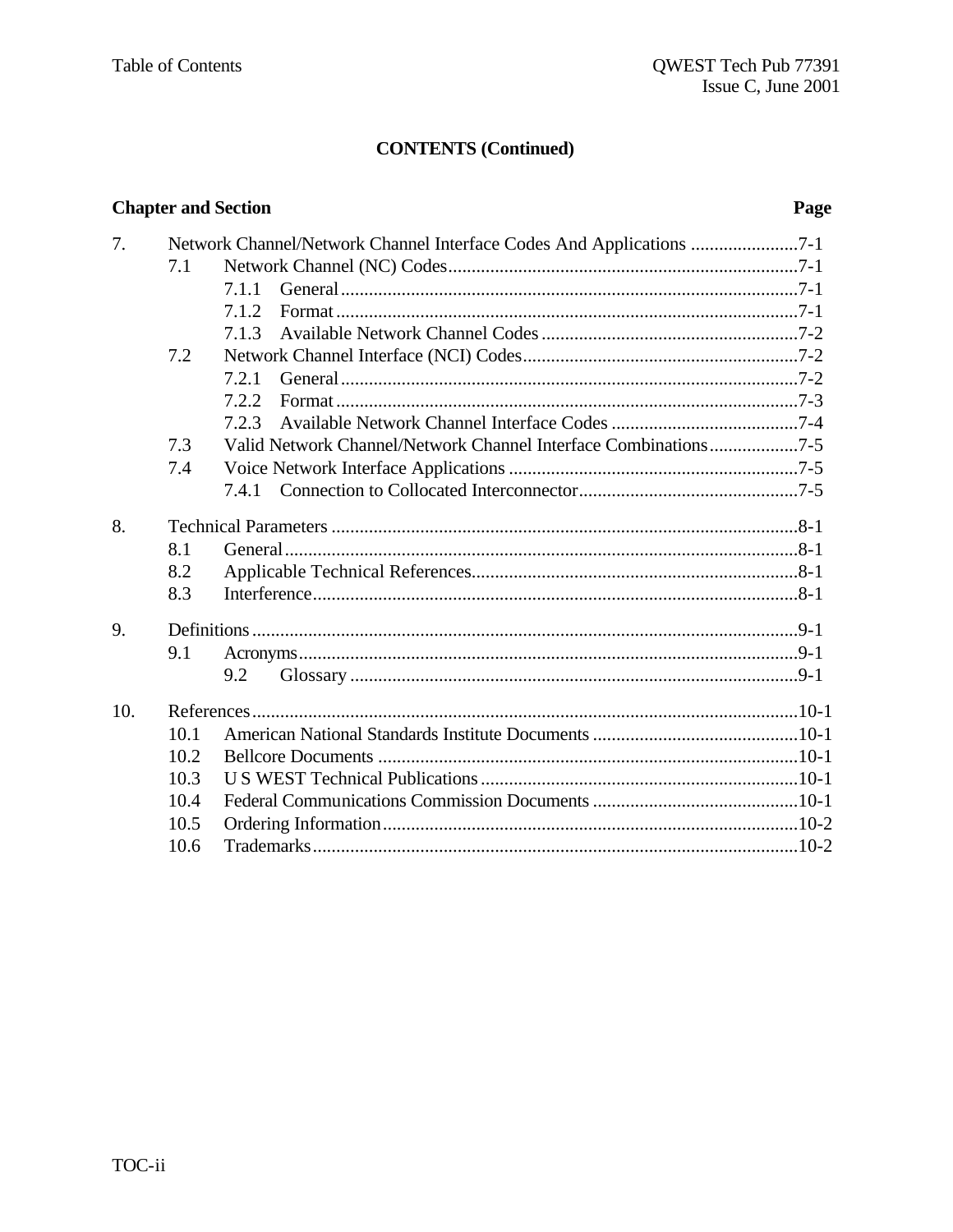## CONTENTS (Continued)

| Chapter and Section | Page |
| --- | --- |
| 7. Network Channel/Network Channel Interface Codes And Applications | 7-1 |
| 7.1 Network Channel (NC) Codes | 7-1 |
| 7.1.1 General | 7-1 |
| 7.1.2 Format | 7-1 |
| 7.1.3 Available Network Channel Codes | 7-2 |
| 7.2 Network Channel Interface (NCI) Codes | 7-2 |
| 7.2.1 General | 7-2 |
| 7.2.2 Format | 7-3 |
| 7.2.3 Available Network Channel Interface Codes | 7-4 |
| 7.3 Valid Network Channel/Network Channel Interface Combinations | 7-5 |
| 7.4 Voice Network Interface Applications | 7-5 |
| 7.4.1 Connection to Collocated Interconnector | 7-5 |
| 8. Technical Parameters | 8-1 |
| 8.1 General | 8-1 |
| 8.2 Applicable Technical References | 8-1 |
| 8.3 Interference | 8-1 |
| 9. Definitions | 9-1 |
| 9.1 Acronyms | 9-1 |
| 9.2 Glossary | 9-1 |
| 10. References | 10-1 |
| 10.1 American National Standards Institute Documents | 10-1 |
| 10.2 Bellcore Documents | 10-1 |
| 10.3 U S WEST Technical Publications | 10-1 |
| 10.4 Federal Communications Commission Documents | 10-1 |
| 10.5 Ordering Information | 10-2 |
| 10.6 Trademarks | 10-2 |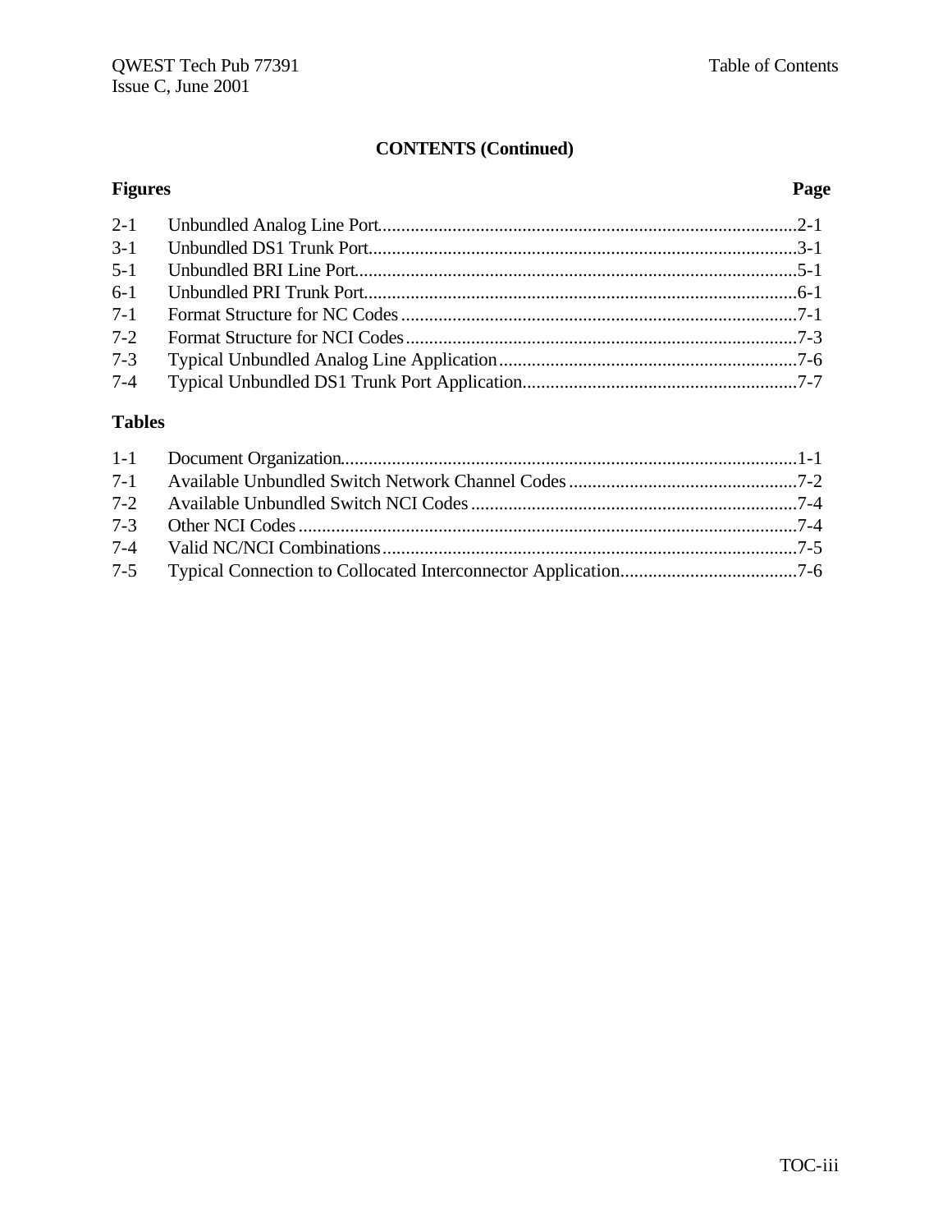## CONTENTS (Continued)

**Figures** **Page**

| | | |
|---|---|---|
| 2-1 | Unbundled Analog Line Port | 2-1 |
| 3-1 | Unbundled DS1 Trunk Port | 3-1 |
| 5-1 | Unbundled BRI Line Port | 5-1 |
| 6-1 | Unbundled PRI Trunk Port | 6-1 |
| 7-1 | Format Structure for NC Codes | 7-1 |
| 7-2 | Format Structure for NCI Codes | 7-3 |
| 7-3 | Typical Unbundled Analog Line Application | 7-6 |
| 7-4 | Typical Unbundled DS1 Trunk Port Application | 7-7 |

**Tables**

| | | |
|---|---|---|
| 1-1 | Document Organization | 1-1 |
| 7-1 | Available Unbundled Switch Network Channel Codes | 7-2 |
| 7-2 | Available Unbundled Switch NCI Codes | 7-4 |
| 7-3 | Other NCI Codes | 7-4 |
| 7-4 | Valid NC/NCI Combinations | 7-5 |
| 7-5 | Typical Connection to Collocated Interconnector Application | 7-6 |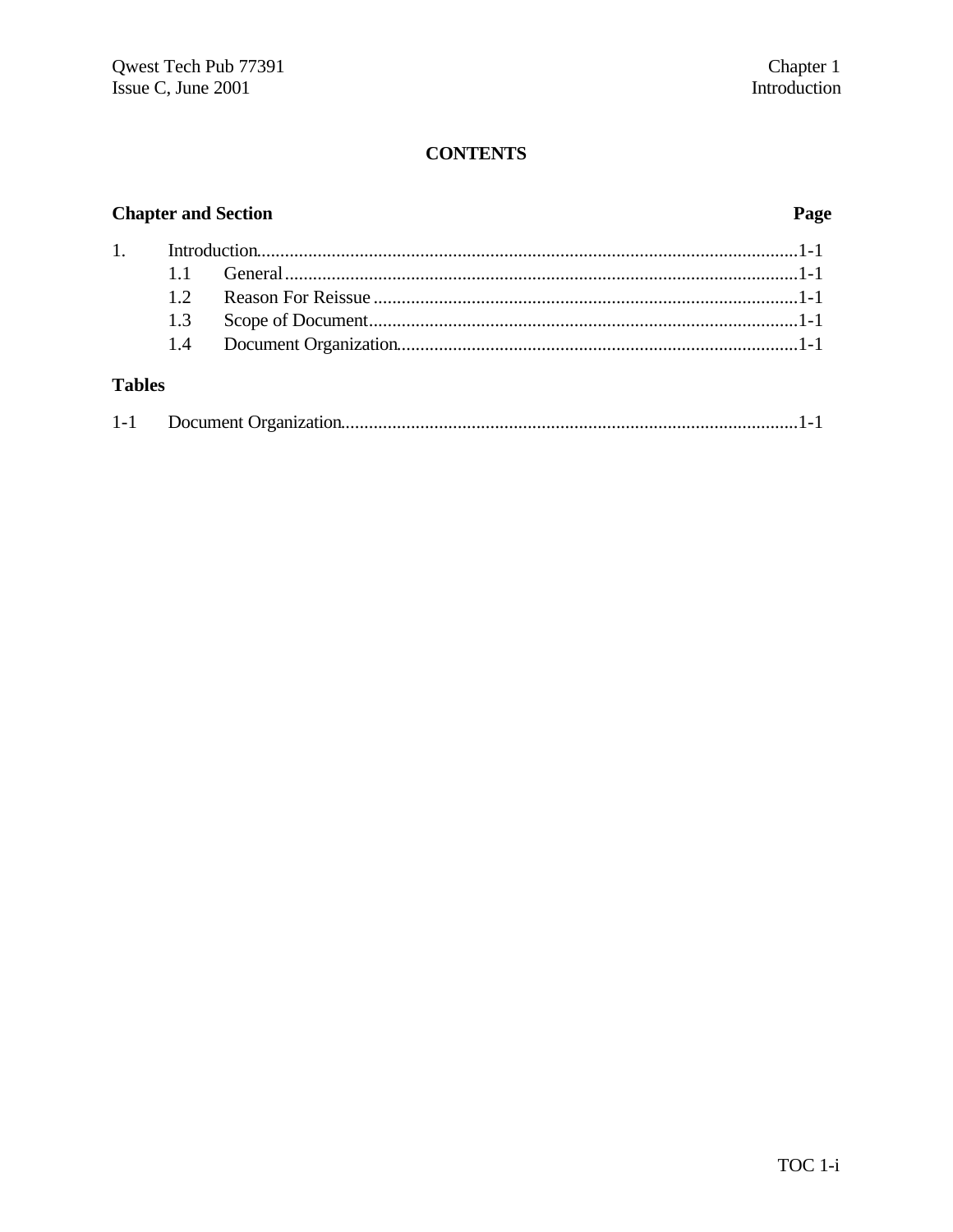## CONTENTS

| Chapter and Section | | Page |
|---|---|---|
| 1. | Introduction | 1-1 |
| | 1.1 General | 1-1 |
| | 1.2 Reason For Reissue | 1-1 |
| | 1.3 Scope of Document | 1-1 |
| | 1.4 Document Organization | 1-1 |

**Tables**

| | | |
|---|---|---|
| 1-1 | Document Organization | 1-1 |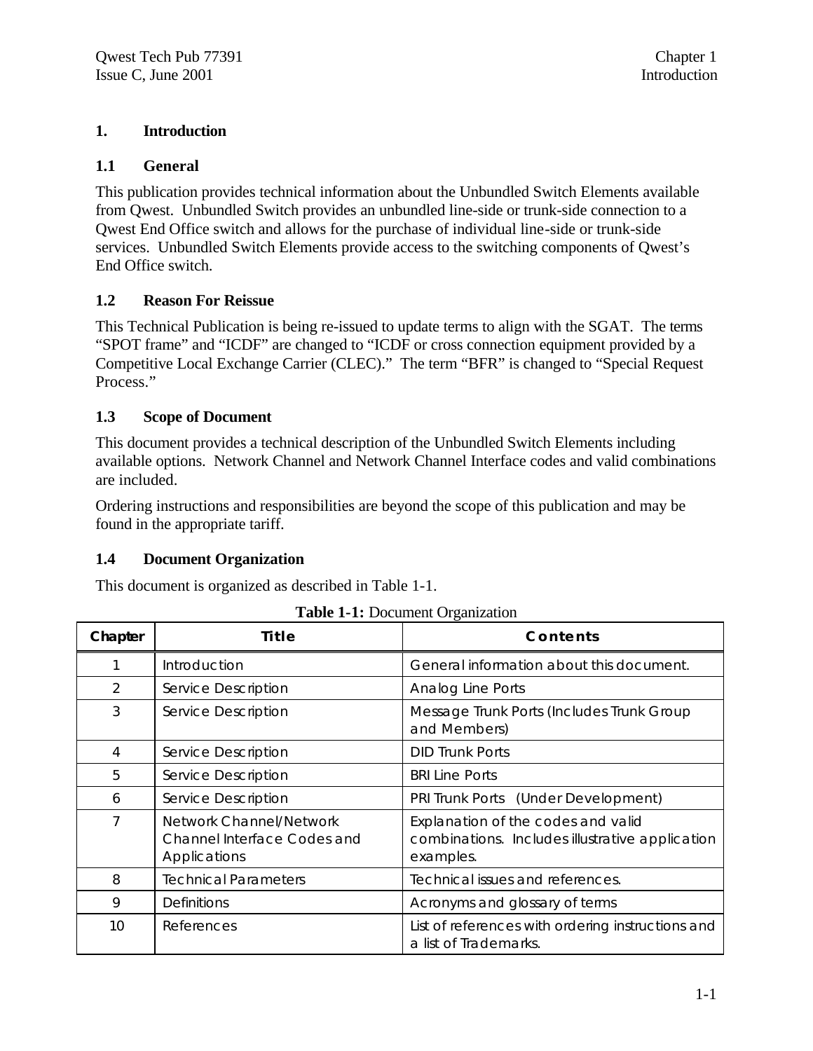# 1. Introduction

## 1.1 General

This publication provides technical information about the Unbundled Switch Elements available from Qwest. Unbundled Switch provides an unbundled line-side or trunk-side connection to a Qwest End Office switch and allows for the purchase of individual line-side or trunk-side services. Unbundled Switch Elements provide access to the switching components of Qwest's End Office switch.

## 1.2 Reason For Reissue

This Technical Publication is being re-issued to update terms to align with the SGAT. The terms "SPOT frame" and "ICDF" are changed to "ICDF or cross connection equipment provided by a Competitive Local Exchange Carrier (CLEC)." The term "BFR" is changed to "Special Request Process."

## 1.3 Scope of Document

This document provides a technical description of the Unbundled Switch Elements including available options. Network Channel and Network Channel Interface codes and valid combinations are included.

Ordering instructions and responsibilities are beyond the scope of this publication and may be found in the appropriate tariff.

## 1.4 Document Organization

This document is organized as described in Table 1-1.

**Table 1-1:** Document Organization

| Chapter | Title | Contents |
|---|---|---|
| 1 | Introduction | General information about this document. |
| 2 | Service Description | Analog Line Ports |
| 3 | Service Description | Message Trunk Ports (Includes Trunk Group and Members) |
| 4 | Service Description | DID Trunk Ports |
| 5 | Service Description | BRI Line Ports |
| 6 | Service Description | PRI Trunk Ports (Under Development) |
| 7 | Network Channel/Network Channel Interface Codes and Applications | Explanation of the codes and valid combinations. Includes illustrative application examples. |
| 8 | Technical Parameters | Technical issues and references. |
| 9 | Definitions | Acronyms and glossary of terms |
| 10 | References | List of references with ordering instructions and a list of Trademarks. |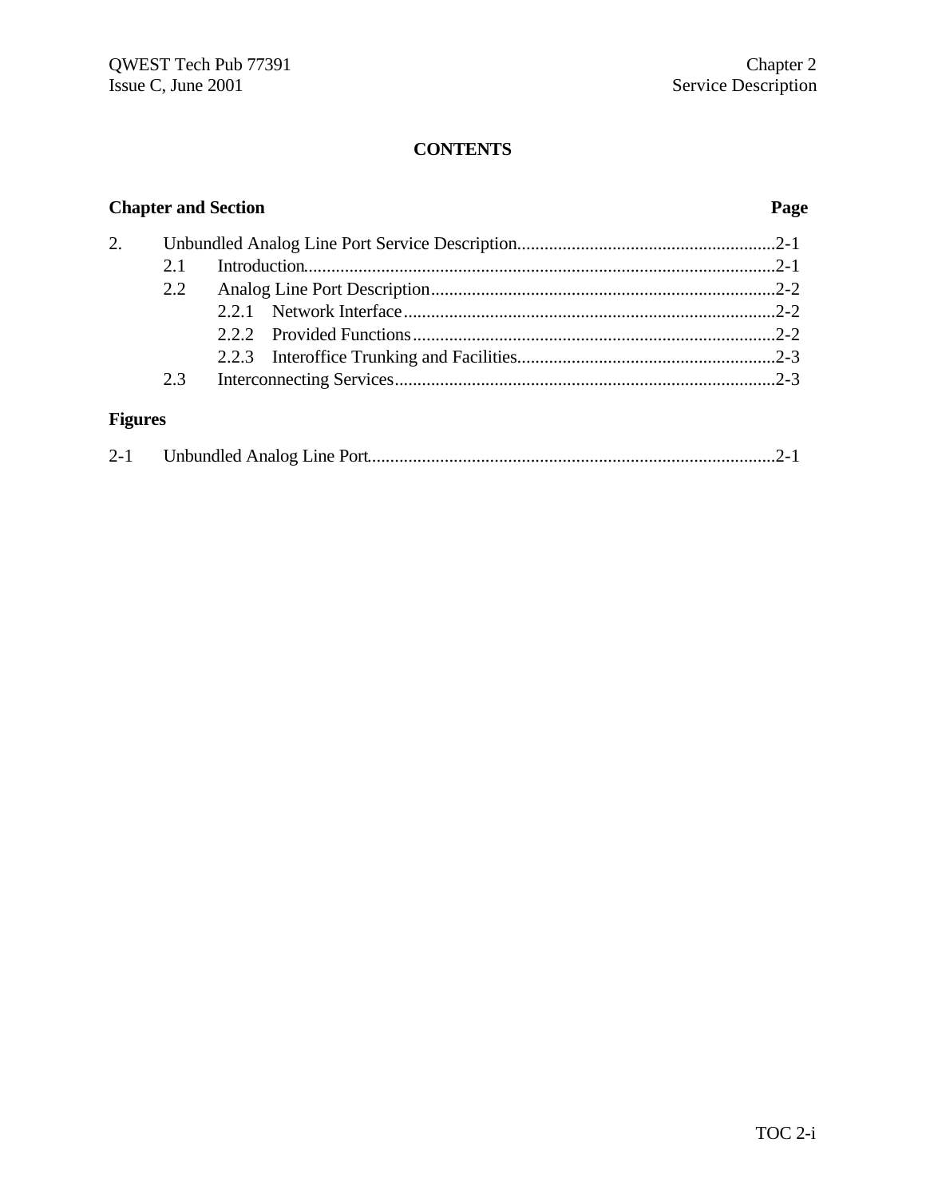**CONTENTS**

| Chapter and Section | | | Page |
|---|---|---|---|
| 2. | Unbundled Analog Line Port Service Description | | 2-1 |
| | 2.1 | Introduction | 2-1 |
| | 2.2 | Analog Line Port Description | 2-2 |
| | | 2.2.1 Network Interface | 2-2 |
| | | 2.2.2 Provided Functions | 2-2 |
| | | 2.2.3 Interoffice Trunking and Facilities | 2-3 |
| | 2.3 | Interconnecting Services | 2-3 |

**Figures**

| | | |
|---|---|---|
| 2-1 | Unbundled Analog Line Port | 2-1 |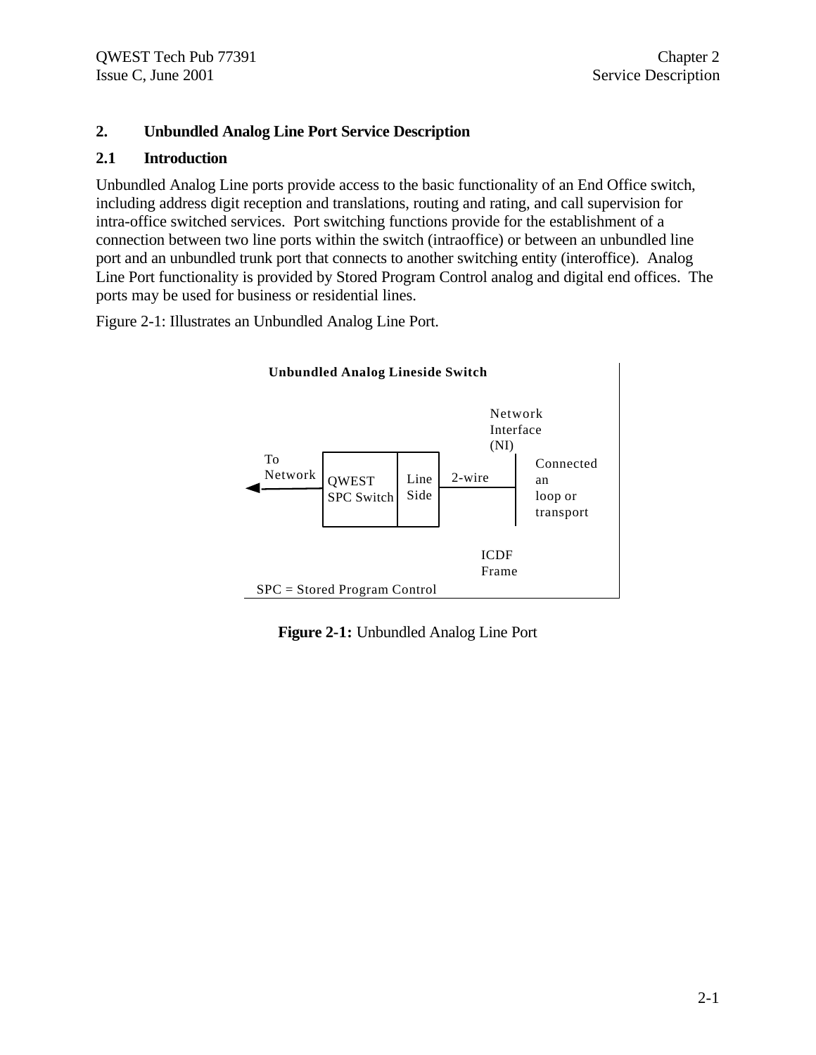## 2. Unbundled Analog Line Port Service Description

### 2.1 Introduction

Unbundled Analog Line ports provide access to the basic functionality of an End Office switch, including address digit reception and translations, routing and rating, and call supervision for intra-office switched services. Port switching functions provide for the establishment of a connection between two line ports within the switch (intraoffice) or between an unbundled line port and an unbundled trunk port that connects to another switching entity (interoffice). Analog Line Port functionality is provided by Stored Program Control analog and digital end offices. The ports may be used for business or residential lines.

Figure 2-1: Illustrates an Unbundled Analog Line Port.

Unbundled Analog Lineside Switch

To Network

QWEST SPC Switch

Line Side

2-wire

Network Interface (NI)

Connected an loop or transport

ICDF Frame

SPC = Stored Program Control

**Figure 2-1:** Unbundled Analog Line Port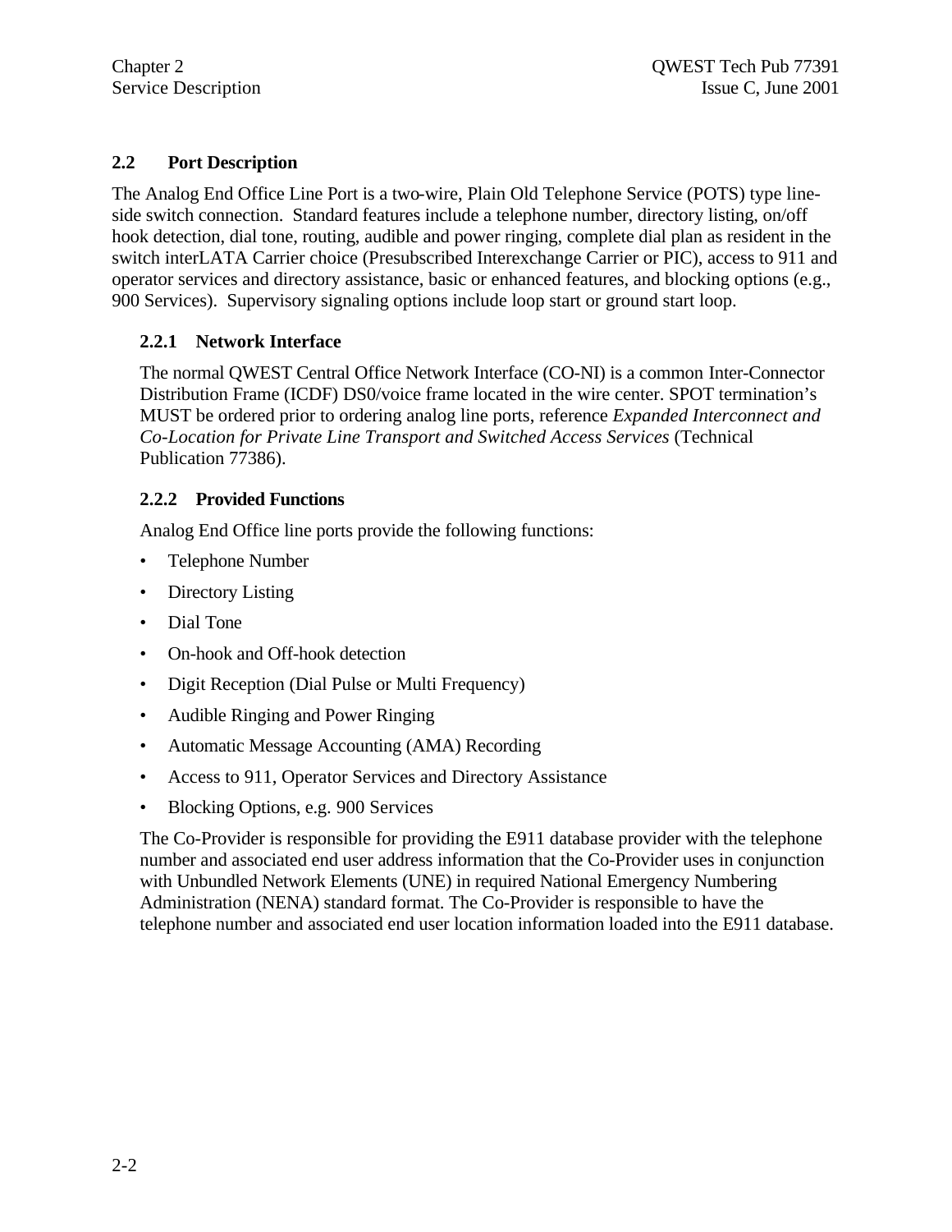## 2.2 Port Description

The Analog End Office Line Port is a two-wire, Plain Old Telephone Service (POTS) type line-side switch connection. Standard features include a telephone number, directory listing, on/off hook detection, dial tone, routing, audible and power ringing, complete dial plan as resident in the switch interLATA Carrier choice (Presubscribed Interexchange Carrier or PIC), access to 911 and operator services and directory assistance, basic or enhanced features, and blocking options (e.g., 900 Services). Supervisory signaling options include loop start or ground start loop.

### 2.2.1 Network Interface

The normal QWEST Central Office Network Interface (CO-NI) is a common Inter-Connector Distribution Frame (ICDF) DS0/voice frame located in the wire center. SPOT termination's MUST be ordered prior to ordering analog line ports, reference *Expanded Interconnect and Co-Location for Private Line Transport and Switched Access Services* (Technical Publication 77386).

### 2.2.2 Provided Functions

Analog End Office line ports provide the following functions:

- Telephone Number
- Directory Listing
- Dial Tone
- On-hook and Off-hook detection
- Digit Reception (Dial Pulse or Multi Frequency)
- Audible Ringing and Power Ringing
- Automatic Message Accounting (AMA) Recording
- Access to 911, Operator Services and Directory Assistance
- Blocking Options, e.g. 900 Services

The Co-Provider is responsible for providing the E911 database provider with the telephone number and associated end user address information that the Co-Provider uses in conjunction with Unbundled Network Elements (UNE) in required National Emergency Numbering Administration (NENA) standard format. The Co-Provider is responsible to have the telephone number and associated end user location information loaded into the E911 database.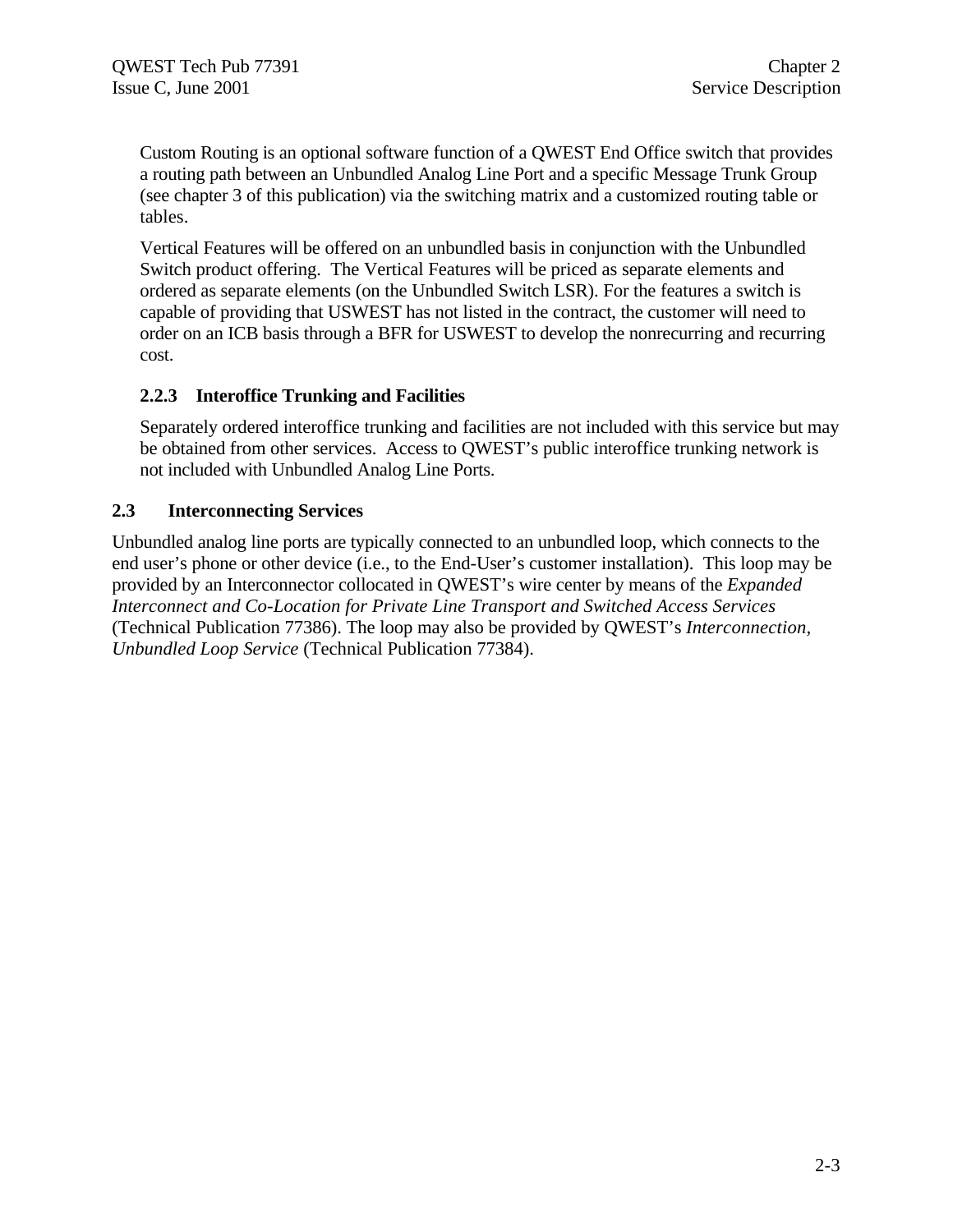Custom Routing is an optional software function of a QWEST End Office switch that provides a routing path between an Unbundled Analog Line Port and a specific Message Trunk Group (see chapter 3 of this publication) via the switching matrix and a customized routing table or tables.

Vertical Features will be offered on an unbundled basis in conjunction with the Unbundled Switch product offering. The Vertical Features will be priced as separate elements and ordered as separate elements (on the Unbundled Switch LSR). For the features a switch is capable of providing that USWEST has not listed in the contract, the customer will need to order on an ICB basis through a BFR for USWEST to develop the nonrecurring and recurring cost.

### 2.2.3 Interoffice Trunking and Facilities

Separately ordered interoffice trunking and facilities are not included with this service but may be obtained from other services. Access to QWEST's public interoffice trunking network is not included with Unbundled Analog Line Ports.

## 2.3 Interconnecting Services

Unbundled analog line ports are typically connected to an unbundled loop, which connects to the end user's phone or other device (i.e., to the End-User's customer installation). This loop may be provided by an Interconnector collocated in QWEST's wire center by means of the *Expanded Interconnect and Co-Location for Private Line Transport and Switched Access Services* (Technical Publication 77386). The loop may also be provided by QWEST's *Interconnection, Unbundled Loop Service* (Technical Publication 77384).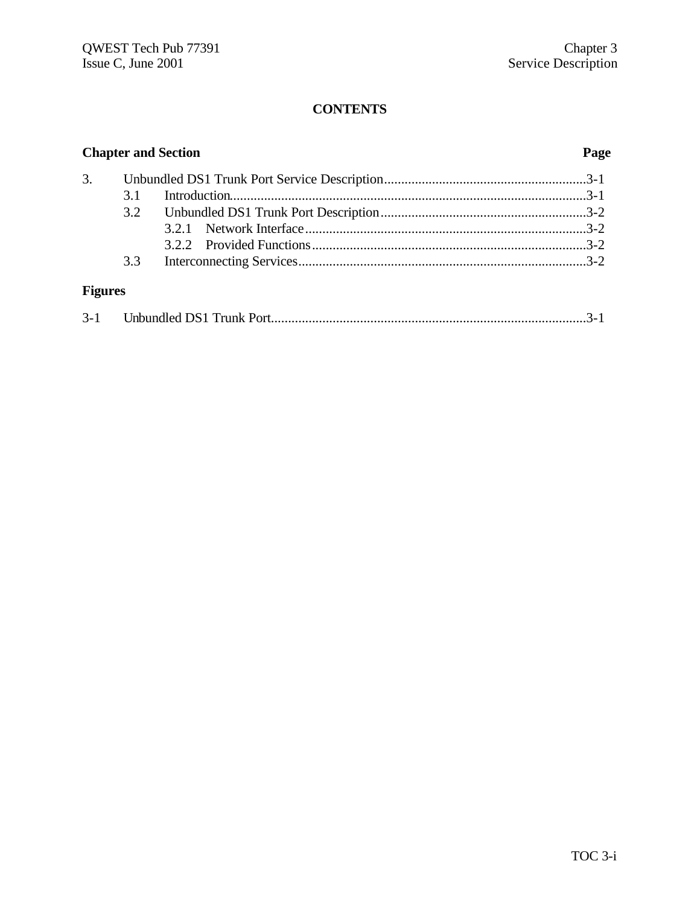# CONTENTS

| Chapter and Section | | | Page |
|---|---|---|---|
| 3. | Unbundled DS1 Trunk Port Service Description | | 3-1 |
| | 3.1 | Introduction | 3-1 |
| | 3.2 | Unbundled DS1 Trunk Port Description | 3-2 |
| | | 3.2.1 Network Interface | 3-2 |
| | | 3.2.2 Provided Functions | 3-2 |
| | 3.3 | Interconnecting Services | 3-2 |

**Figures**

| | | |
|---|---|---|
| 3-1 | Unbundled DS1 Trunk Port | 3-1 |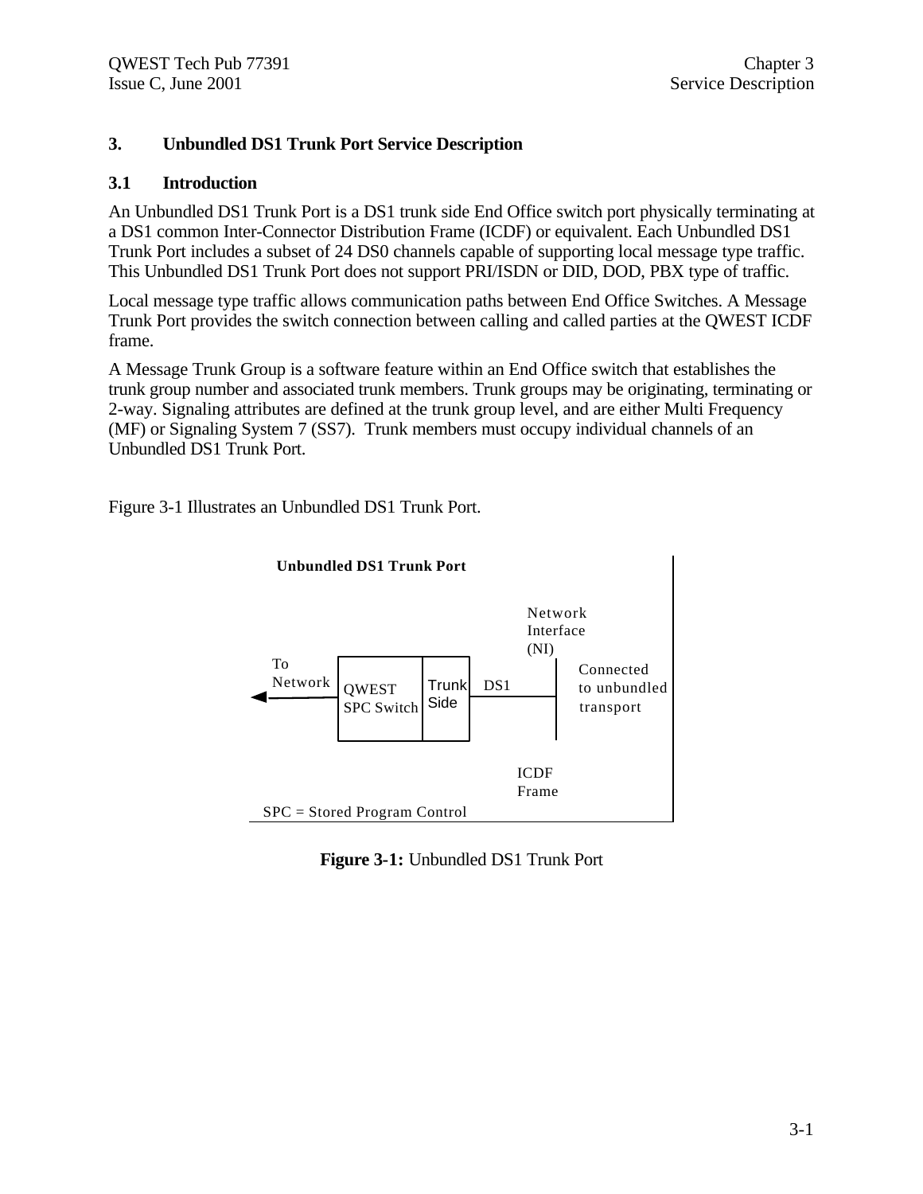# 3. Unbundled DS1 Trunk Port Service Description

## 3.1 Introduction

An Unbundled DS1 Trunk Port is a DS1 trunk side End Office switch port physically terminating at a DS1 common Inter-Connector Distribution Frame (ICDF) or equivalent. Each Unbundled DS1 Trunk Port includes a subset of 24 DS0 channels capable of supporting local message type traffic. This Unbundled DS1 Trunk Port does not support PRI/ISDN or DID, DOD, PBX type of traffic.

Local message type traffic allows communication paths between End Office Switches. A Message Trunk Port provides the switch connection between calling and called parties at the QWEST ICDF frame.

A Message Trunk Group is a software feature within an End Office switch that establishes the trunk group number and associated trunk members. Trunk groups may be originating, terminating or 2-way. Signaling attributes are defined at the trunk group level, and are either Multi Frequency (MF) or Signaling System 7 (SS7). Trunk members must occupy individual channels of an Unbundled DS1 Trunk Port.

Figure 3-1 Illustrates an Unbundled DS1 Trunk Port.

**Unbundled DS1 Trunk Port**

To Network ◄— QWEST SPC Switch | Trunk Side — DS1 — Network Interface (NI) | Connected to unbundled transport

ICDF Frame

SPC = Stored Program Control

**Figure 3-1:** Unbundled DS1 Trunk Port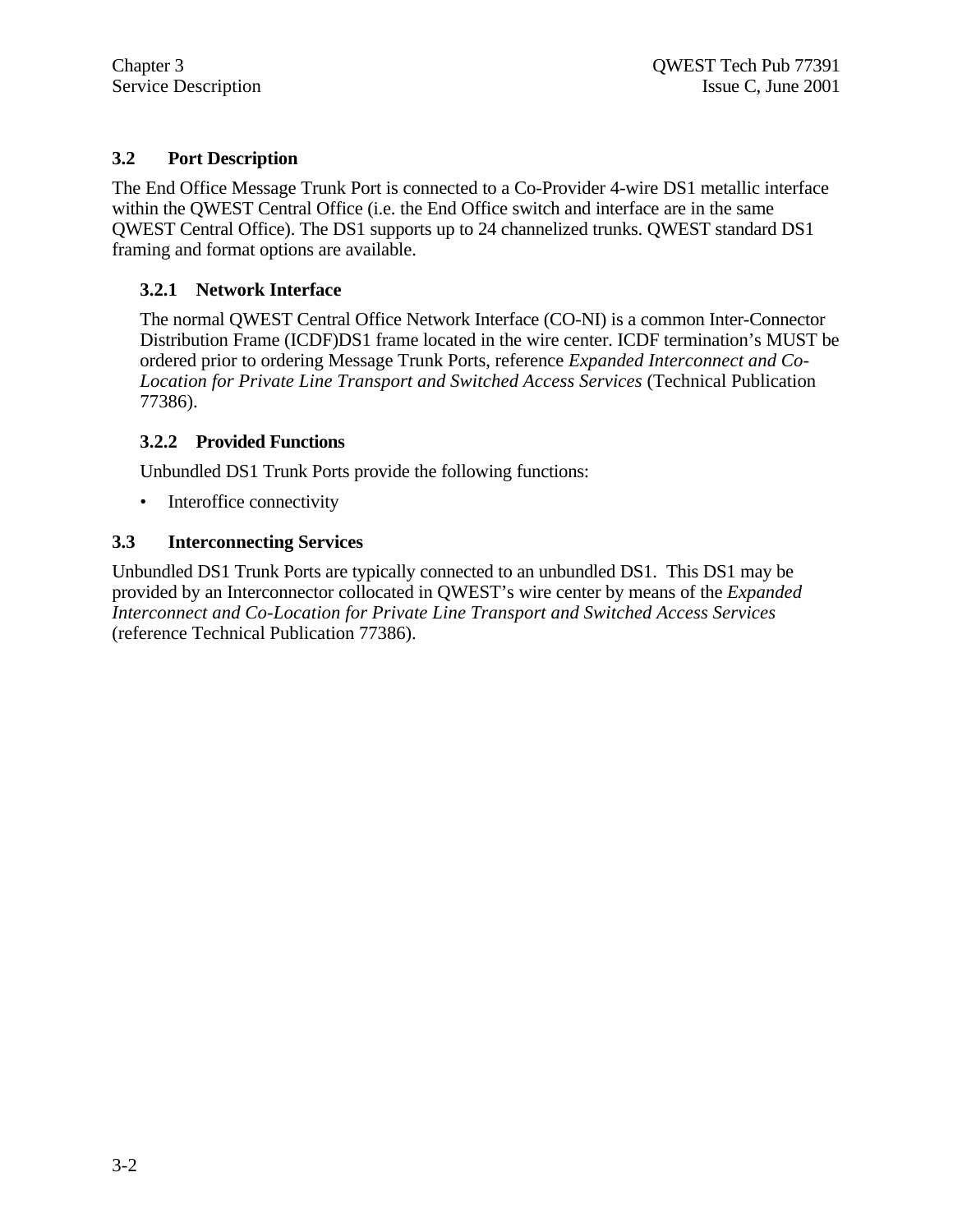## 3.2 Port Description

The End Office Message Trunk Port is connected to a Co-Provider 4-wire DS1 metallic interface within the QWEST Central Office (i.e. the End Office switch and interface are in the same QWEST Central Office). The DS1 supports up to 24 channelized trunks. QWEST standard DS1 framing and format options are available.

### 3.2.1 Network Interface

The normal QWEST Central Office Network Interface (CO-NI) is a common Inter-Connector Distribution Frame (ICDF)DS1 frame located in the wire center. ICDF termination's MUST be ordered prior to ordering Message Trunk Ports, reference *Expanded Interconnect and Co-Location for Private Line Transport and Switched Access Services* (Technical Publication 77386).

### 3.2.2 Provided Functions

Unbundled DS1 Trunk Ports provide the following functions:

- Interoffice connectivity

## 3.3 Interconnecting Services

Unbundled DS1 Trunk Ports are typically connected to an unbundled DS1. This DS1 may be provided by an Interconnector collocated in QWEST's wire center by means of the *Expanded Interconnect and Co-Location for Private Line Transport and Switched Access Services* (reference Technical Publication 77386).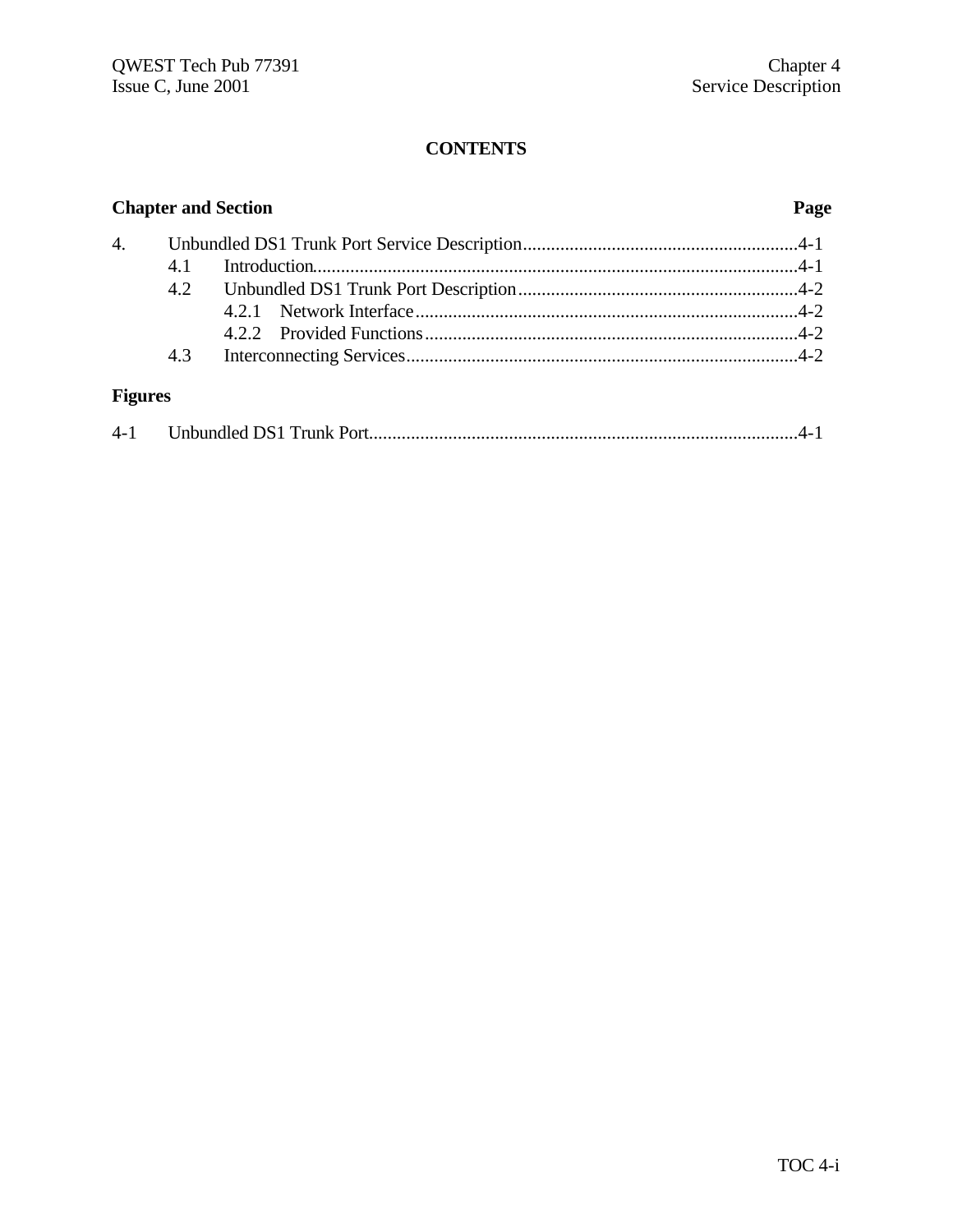# CONTENTS

**Chapter and Section** **Page**

4. Unbundled DS1 Trunk Port Service Description....................................................4-1
   - 4.1 Introduction.........................................................................................4-1
   - 4.2 Unbundled DS1 Trunk Port Description...............................................4-2
     - 4.2.1 Network Interface.......................................................................4-2
     - 4.2.2 Provided Functions.....................................................................4-2
   - 4.3 Interconnecting Services......................................................................4-2

**Figures**

4-1 Unbundled DS1 Trunk Port..............................................................................4-1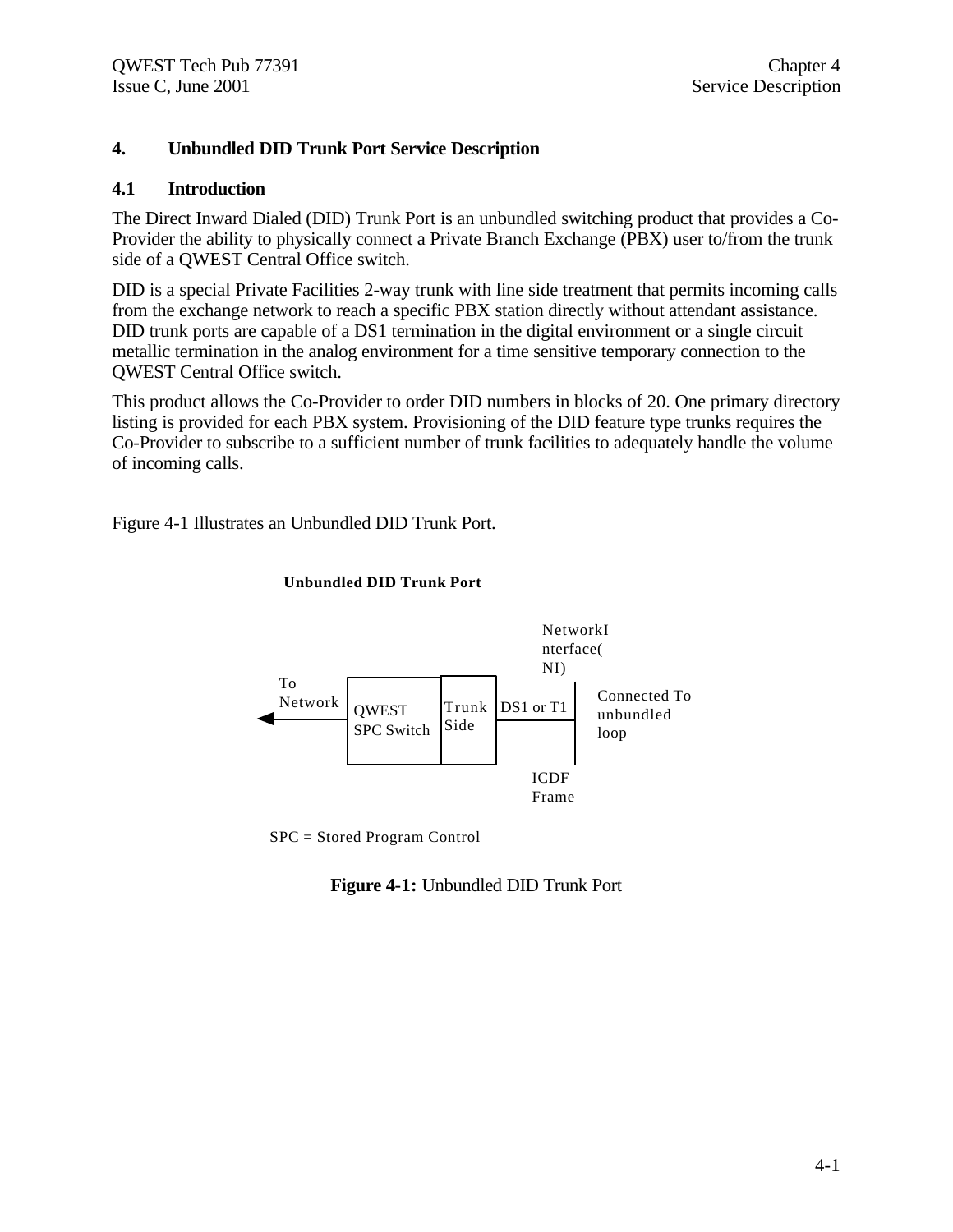# 4. Unbundled DID Trunk Port Service Description

## 4.1 Introduction

The Direct Inward Dialed (DID) Trunk Port is an unbundled switching product that provides a Co-Provider the ability to physically connect a Private Branch Exchange (PBX) user to/from the trunk side of a QWEST Central Office switch.

DID is a special Private Facilities 2-way trunk with line side treatment that permits incoming calls from the exchange network to reach a specific PBX station directly without attendant assistance. DID trunk ports are capable of a DS1 termination in the digital environment or a single circuit metallic termination in the analog environment for a time sensitive temporary connection to the QWEST Central Office switch.

This product allows the Co-Provider to order DID numbers in blocks of 20. One primary directory listing is provided for each PBX system. Provisioning of the DID feature type trunks requires the Co-Provider to subscribe to a sufficient number of trunk facilities to adequately handle the volume of incoming calls.

Figure 4-1 Illustrates an Unbundled DID Trunk Port.

**Unbundled DID Trunk Port**

To Network ← QWEST SPC Switch | Trunk Side — DS1 or T1 — Network Interface (NI) / ICDF Frame — Connected To unbundled loop

SPC = Stored Program Control

**Figure 4-1:** Unbundled DID Trunk Port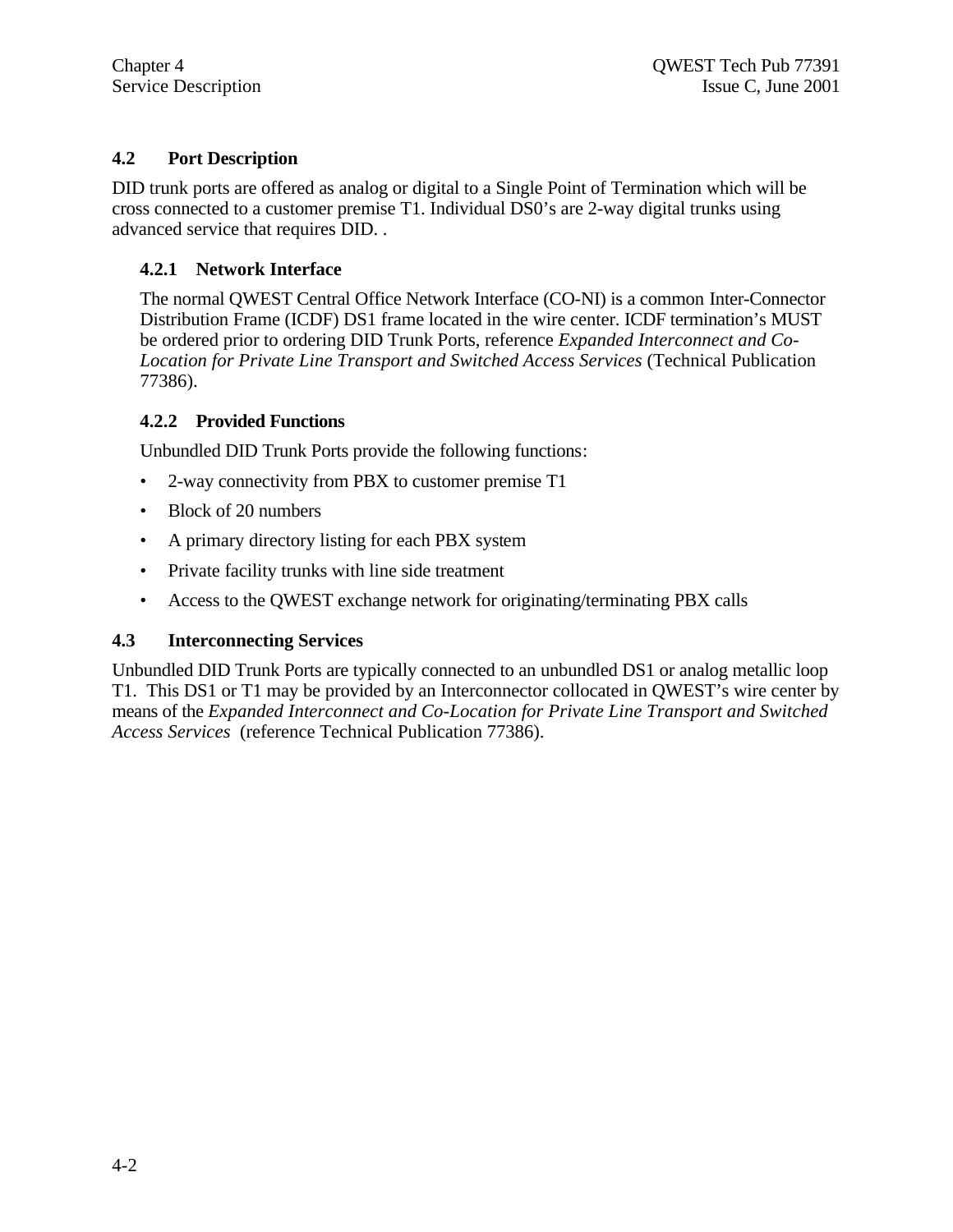## 4.2 Port Description

DID trunk ports are offered as analog or digital to a Single Point of Termination which will be cross connected to a customer premise T1. Individual DS0's are 2-way digital trunks using advanced service that requires DID. .

### 4.2.1 Network Interface

The normal QWEST Central Office Network Interface (CO-NI) is a common Inter-Connector Distribution Frame (ICDF) DS1 frame located in the wire center. ICDF termination's MUST be ordered prior to ordering DID Trunk Ports, reference *Expanded Interconnect and Co-Location for Private Line Transport and Switched Access Services* (Technical Publication 77386).

### 4.2.2 Provided Functions

Unbundled DID Trunk Ports provide the following functions:

- 2-way connectivity from PBX to customer premise T1
- Block of 20 numbers
- A primary directory listing for each PBX system
- Private facility trunks with line side treatment
- Access to the QWEST exchange network for originating/terminating PBX calls

## 4.3 Interconnecting Services

Unbundled DID Trunk Ports are typically connected to an unbundled DS1 or analog metallic loop T1. This DS1 or T1 may be provided by an Interconnector collocated in QWEST's wire center by means of the *Expanded Interconnect and Co-Location for Private Line Transport and Switched Access Services* (reference Technical Publication 77386).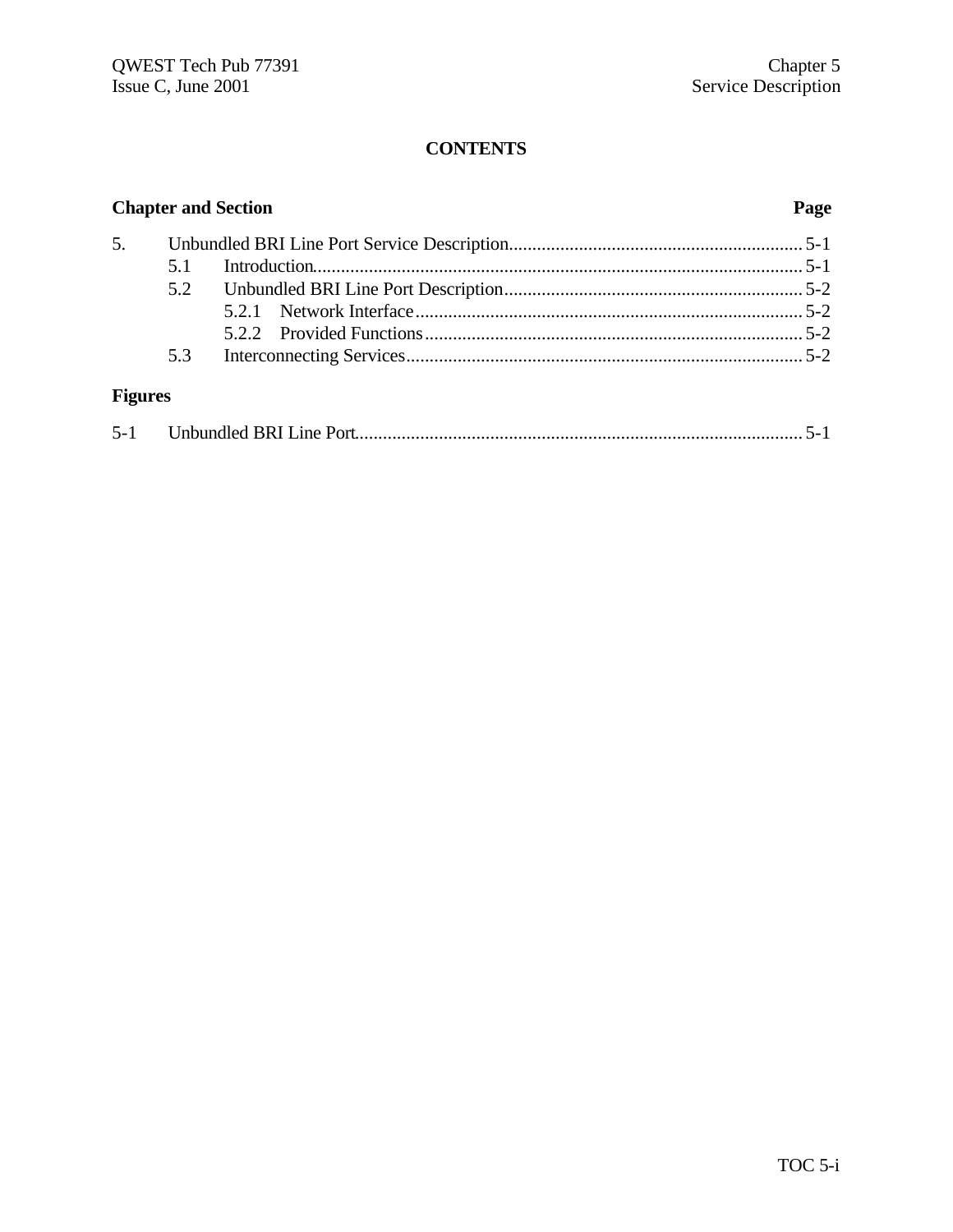# CONTENTS

| Chapter and Section | | | Page |
|---|---|---|---|
| 5. | Unbundled BRI Line Port Service Description | | 5-1 |
| | 5.1 | Introduction | 5-1 |
| | 5.2 | Unbundled BRI Line Port Description | 5-2 |
| | | 5.2.1 Network Interface | 5-2 |
| | | 5.2.2 Provided Functions | 5-2 |
| | 5.3 | Interconnecting Services | 5-2 |

**Figures**

| | | |
|---|---|---|
| 5-1 | Unbundled BRI Line Port | 5-1 |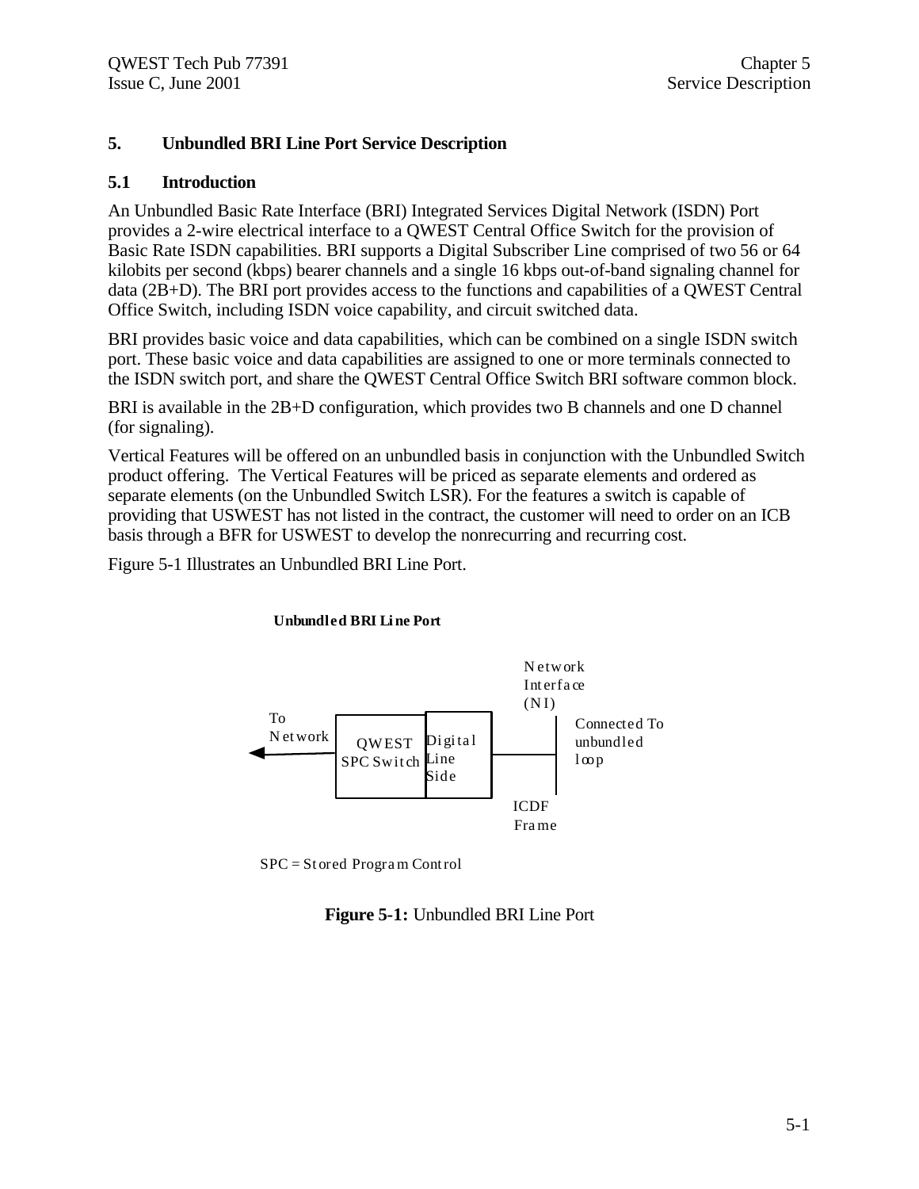# 5. Unbundled BRI Line Port Service Description

## 5.1 Introduction

An Unbundled Basic Rate Interface (BRI) Integrated Services Digital Network (ISDN) Port provides a 2-wire electrical interface to a QWEST Central Office Switch for the provision of Basic Rate ISDN capabilities. BRI supports a Digital Subscriber Line comprised of two 56 or 64 kilobits per second (kbps) bearer channels and a single 16 kbps out-of-band signaling channel for data (2B+D). The BRI port provides access to the functions and capabilities of a QWEST Central Office Switch, including ISDN voice capability, and circuit switched data.

BRI provides basic voice and data capabilities, which can be combined on a single ISDN switch port. These basic voice and data capabilities are assigned to one or more terminals connected to the ISDN switch port, and share the QWEST Central Office Switch BRI software common block.

BRI is available in the 2B+D configuration, which provides two B channels and one D channel (for signaling).

Vertical Features will be offered on an unbundled basis in conjunction with the Unbundled Switch product offering. The Vertical Features will be priced as separate elements and ordered as separate elements (on the Unbundled Switch LSR). For the features a switch is capable of providing that USWEST has not listed in the contract, the customer will need to order on an ICB basis through a BFR for USWEST to develop the nonrecurring and recurring cost.

Figure 5-1 Illustrates an Unbundled BRI Line Port.

**Unbundled BRI Line Port**

To Network ← QWEST SPC Switch | Digital Line Side — ICDF Frame — Network Interface (NI) — Connected To unbundled loop

SPC = Stored Program Control

**Figure 5-1:** Unbundled BRI Line Port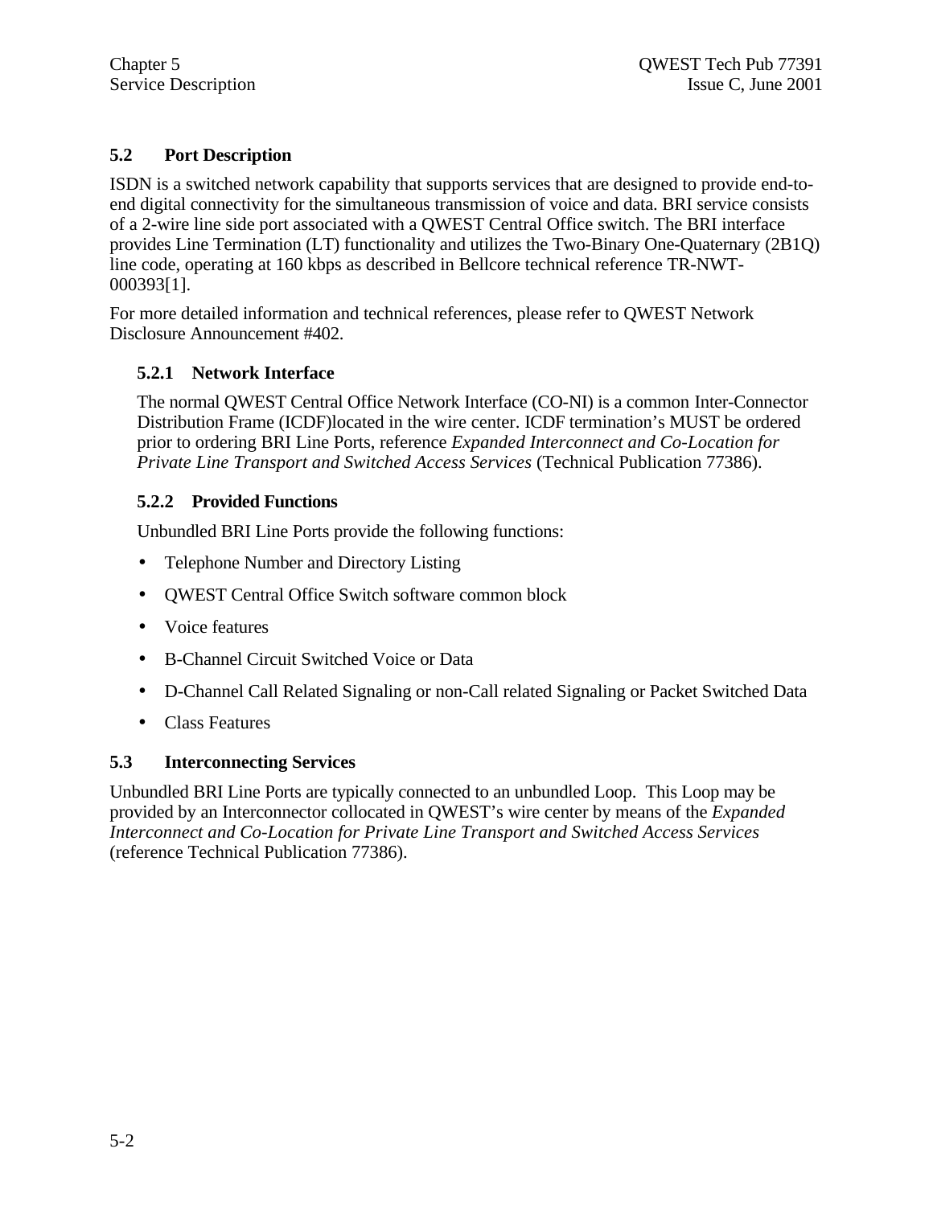## 5.2 Port Description

ISDN is a switched network capability that supports services that are designed to provide end-to-end digital connectivity for the simultaneous transmission of voice and data. BRI service consists of a 2-wire line side port associated with a QWEST Central Office switch. The BRI interface provides Line Termination (LT) functionality and utilizes the Two-Binary One-Quaternary (2B1Q) line code, operating at 160 kbps as described in Bellcore technical reference TR-NWT-000393[1].

For more detailed information and technical references, please refer to QWEST Network Disclosure Announcement #402.

### 5.2.1 Network Interface

The normal QWEST Central Office Network Interface (CO-NI) is a common Inter-Connector Distribution Frame (ICDF)located in the wire center. ICDF termination's MUST be ordered prior to ordering BRI Line Ports, reference *Expanded Interconnect and Co-Location for Private Line Transport and Switched Access Services* (Technical Publication 77386).

### 5.2.2 Provided Functions

Unbundled BRI Line Ports provide the following functions:

- Telephone Number and Directory Listing
- QWEST Central Office Switch software common block
- Voice features
- B-Channel Circuit Switched Voice or Data
- D-Channel Call Related Signaling or non-Call related Signaling or Packet Switched Data
- Class Features

## 5.3 Interconnecting Services

Unbundled BRI Line Ports are typically connected to an unbundled Loop. This Loop may be provided by an Interconnector collocated in QWEST's wire center by means of the *Expanded Interconnect and Co-Location for Private Line Transport and Switched Access Services* (reference Technical Publication 77386).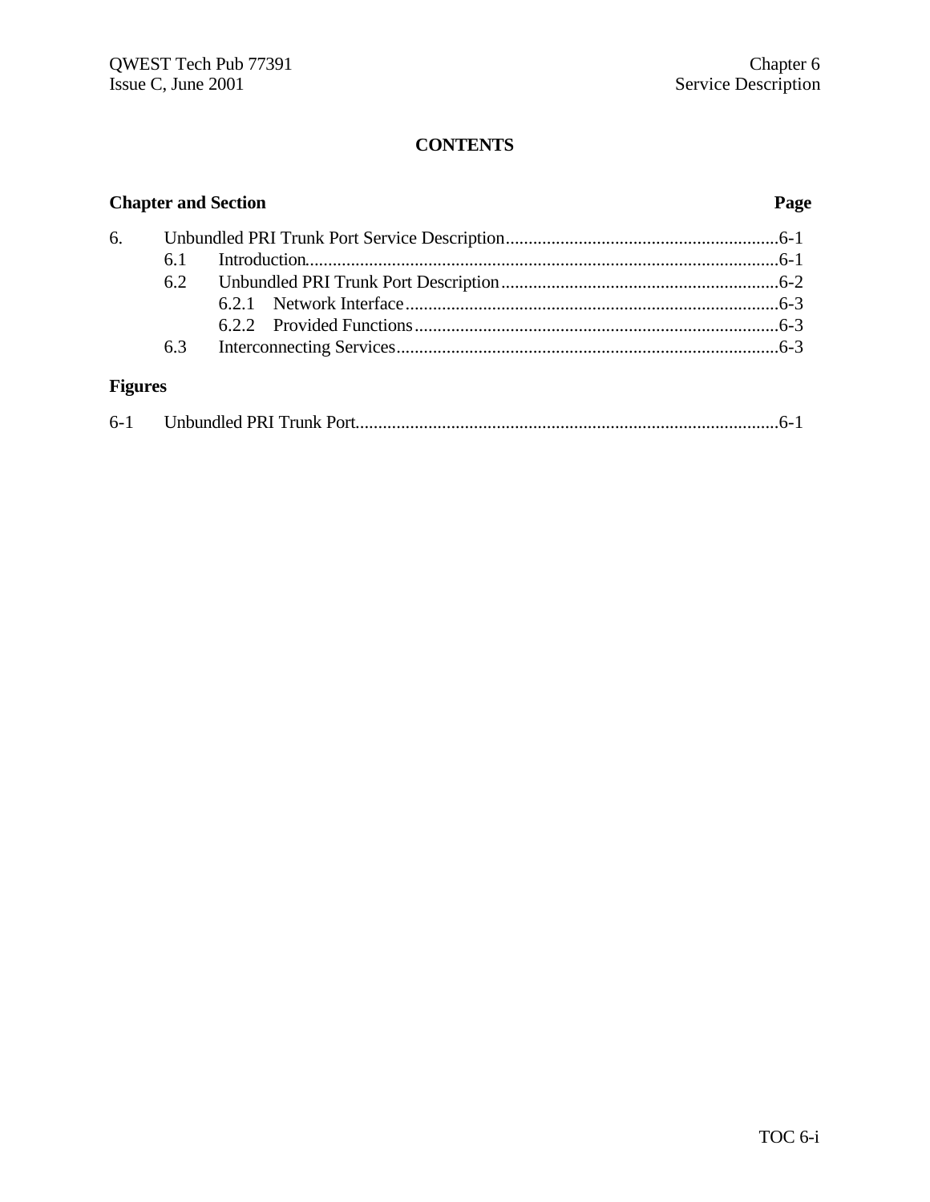## CONTENTS

| Chapter and Section | | | Page |
|---|---|---|---|
| 6. | Unbundled PRI Trunk Port Service Description | | 6-1 |
| | 6.1 | Introduction | 6-1 |
| | 6.2 | Unbundled PRI Trunk Port Description | 6-2 |
| | | 6.2.1 Network Interface | 6-3 |
| | | 6.2.2 Provided Functions | 6-3 |
| | 6.3 | Interconnecting Services | 6-3 |

**Figures**

| | | |
|---|---|---|
| 6-1 | Unbundled PRI Trunk Port | 6-1 |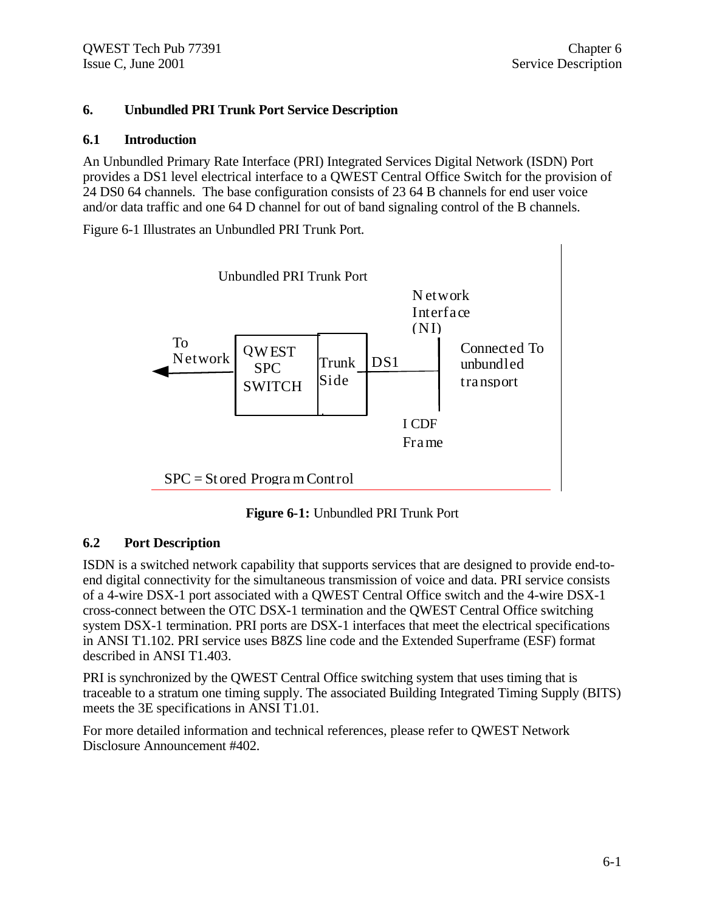## 6. Unbundled PRI Trunk Port Service Description

### 6.1 Introduction

An Unbundled Primary Rate Interface (PRI) Integrated Services Digital Network (ISDN) Port provides a DS1 level electrical interface to a QWEST Central Office Switch for the provision of 24 DS0 64 channels. The base configuration consists of 23 64 B channels for end user voice and/or data traffic and one 64 D channel for out of band signaling control of the B channels.

Figure 6-1 Illustrates an Unbundled PRI Trunk Port.

Unbundled PRI Trunk Port

To Network

QWEST SPC SWITCH

Trunk Side

DS1

Network Interface (NI)

Connected To unbundled transport

I CDF Frame

SPC = Stored Program Control

**Figure 6-1:** Unbundled PRI Trunk Port

### 6.2 Port Description

ISDN is a switched network capability that supports services that are designed to provide end-to-end digital connectivity for the simultaneous transmission of voice and data. PRI service consists of a 4-wire DSX-1 port associated with a QWEST Central Office switch and the 4-wire DSX-1 cross-connect between the OTC DSX-1 termination and the QWEST Central Office switching system DSX-1 termination. PRI ports are DSX-1 interfaces that meet the electrical specifications in ANSI T1.102. PRI service uses B8ZS line code and the Extended Superframe (ESF) format described in ANSI T1.403.

PRI is synchronized by the QWEST Central Office switching system that uses timing that is traceable to a stratum one timing supply. The associated Building Integrated Timing Supply (BITS) meets the 3E specifications in ANSI T1.01.

For more detailed information and technical references, please refer to QWEST Network Disclosure Announcement #402.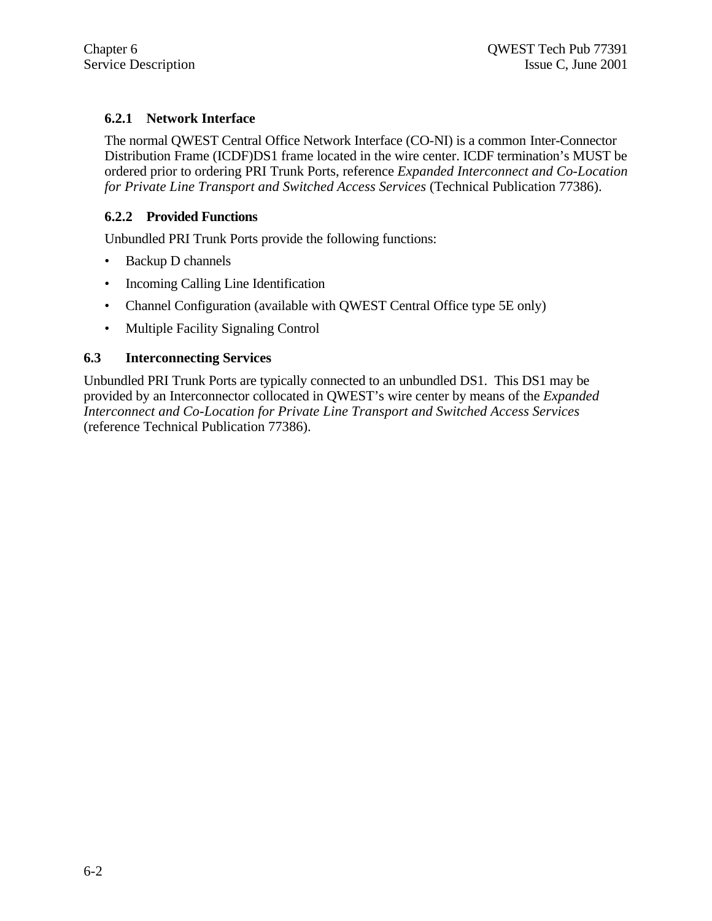### 6.2.1 Network Interface

The normal QWEST Central Office Network Interface (CO-NI) is a common Inter-Connector Distribution Frame (ICDF)DS1 frame located in the wire center. ICDF termination's MUST be ordered prior to ordering PRI Trunk Ports, reference *Expanded Interconnect and Co-Location for Private Line Transport and Switched Access Services* (Technical Publication 77386).

### 6.2.2 Provided Functions

Unbundled PRI Trunk Ports provide the following functions:

- Backup D channels
- Incoming Calling Line Identification
- Channel Configuration (available with QWEST Central Office type 5E only)
- Multiple Facility Signaling Control

## 6.3 Interconnecting Services

Unbundled PRI Trunk Ports are typically connected to an unbundled DS1. This DS1 may be provided by an Interconnector collocated in QWEST's wire center by means of the *Expanded Interconnect and Co-Location for Private Line Transport and Switched Access Services* (reference Technical Publication 77386).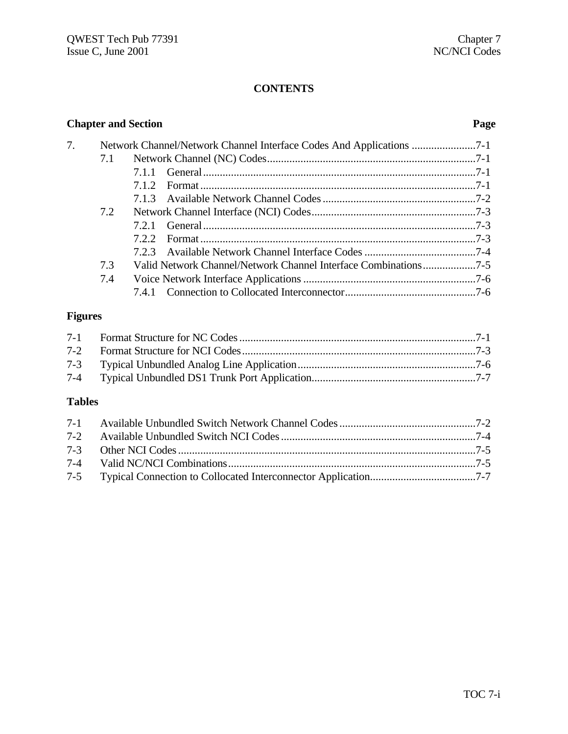# CONTENTS

| Chapter and Section | | | Page |
|---|---|---|---|
| 7. | Network Channel/Network Channel Interface Codes And Applications | | 7-1 |
| | 7.1 | Network Channel (NC) Codes | 7-1 |
| | | 7.1.1 General | 7-1 |
| | | 7.1.2 Format | 7-1 |
| | | 7.1.3 Available Network Channel Codes | 7-2 |
| | 7.2 | Network Channel Interface (NCI) Codes | 7-3 |
| | | 7.2.1 General | 7-3 |
| | | 7.2.2 Format | 7-3 |
| | | 7.2.3 Available Network Channel Interface Codes | 7-4 |
| | 7.3 | Valid Network Channel/Network Channel Interface Combinations | 7-5 |
| | 7.4 | Voice Network Interface Applications | 7-6 |
| | | 7.4.1 Connection to Collocated Interconnector | 7-6 |

## Figures

| | | |
|---|---|---|
| 7-1 | Format Structure for NC Codes | 7-1 |
| 7-2 | Format Structure for NCI Codes | 7-3 |
| 7-3 | Typical Unbundled Analog Line Application | 7-6 |
| 7-4 | Typical Unbundled DS1 Trunk Port Application | 7-7 |

## Tables

| | | |
|---|---|---|
| 7-1 | Available Unbundled Switch Network Channel Codes | 7-2 |
| 7-2 | Available Unbundled Switch NCI Codes | 7-4 |
| 7-3 | Other NCI Codes | 7-5 |
| 7-4 | Valid NC/NCI Combinations | 7-5 |
| 7-5 | Typical Connection to Collocated Interconnector Application | 7-7 |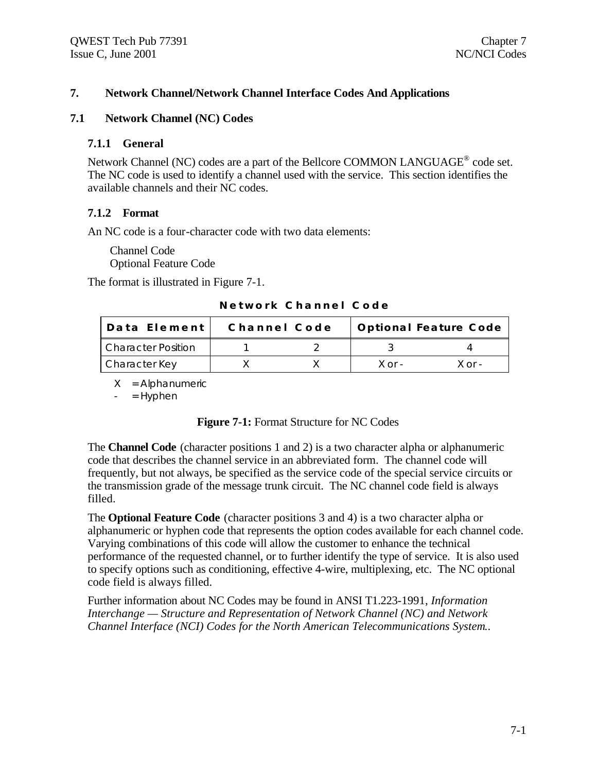# 7. Network Channel/Network Channel Interface Codes And Applications

## 7.1 Network Channel (NC) Codes

### 7.1.1 General

Network Channel (NC) codes are a part of the Bellcore COMMON LANGUAGE® code set. The NC code is used to identify a channel used with the service. This section identifies the available channels and their NC codes.

### 7.1.2 Format

An NC code is a four-character code with two data elements:

Channel Code
Optional Feature Code

The format is illustrated in Figure 7-1.

**Network Channel Code**

| Data Element | Channel Code | | Optional Feature Code | |
|---|---|---|---|---|
| Character Position | 1 | 2 | 3 | 4 |
| Character Key | X | X | X or - | X or - |

X = Alphanumeric
- = Hyphen

**Figure 7-1:** Format Structure for NC Codes

The **Channel Code** (character positions 1 and 2) is a two character alpha or alphanumeric code that describes the channel service in an abbreviated form. The channel code will frequently, but not always, be specified as the service code of the special service circuits or the transmission grade of the message trunk circuit. The NC channel code field is always filled.

The **Optional Feature Code** (character positions 3 and 4) is a two character alpha or alphanumeric or hyphen code that represents the option codes available for each channel code. Varying combinations of this code will allow the customer to enhance the technical performance of the requested channel, or to further identify the type of service. It is also used to specify options such as conditioning, effective 4-wire, multiplexing, etc. The NC optional code field is always filled.

Further information about NC Codes may be found in ANSI T1.223-1991, *Information Interchange — Structure and Representation of Network Channel (NC) and Network Channel Interface (NCI) Codes for the North American Telecommunications System.*.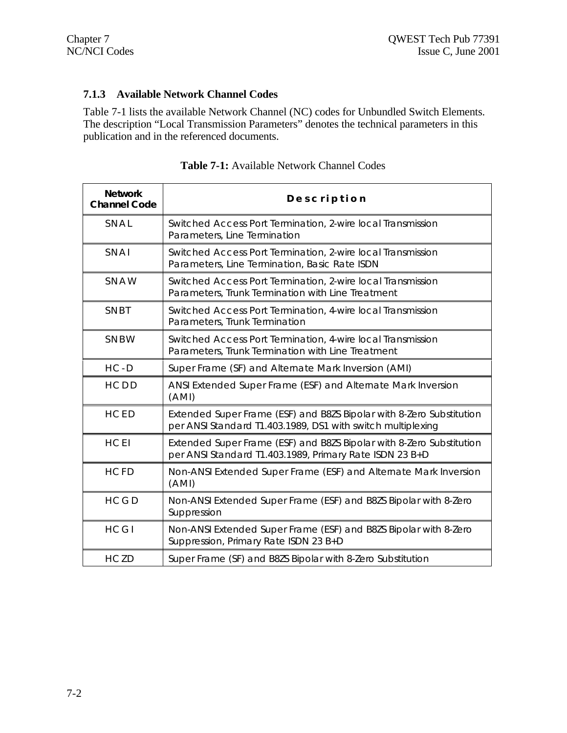### 7.1.3 Available Network Channel Codes

Table 7-1 lists the available Network Channel (NC) codes for Unbundled Switch Elements. The description "Local Transmission Parameters" denotes the technical parameters in this publication and in the referenced documents.

**Table 7-1:** Available Network Channel Codes

| Network Channel Code | Description |
|---|---|
| SNAL | Switched Access Port Termination, 2-wire local Transmission Parameters, Line Termination |
| SNAI | Switched Access Port Termination, 2-wire local Transmission Parameters, Line Termination, Basic Rate ISDN |
| SNAW | Switched Access Port Termination, 2-wire local Transmission Parameters, Trunk Termination with Line Treatment |
| SNBT | Switched Access Port Termination, 4-wire local Transmission Parameters, Trunk Termination |
| SNBW | Switched Access Port Termination, 4-wire local Transmission Parameters, Trunk Termination with Line Treatment |
| HC-D | Super Frame (SF) and Alternate Mark Inversion (AMI) |
| HCDD | ANSI Extended Super Frame (ESF) and Alternate Mark Inversion (AMI) |
| HCED | Extended Super Frame (ESF) and B8ZS Bipolar with 8-Zero Substitution per ANSI Standard T1.403.1989, DS1 with switch multiplexing |
| HCEI | Extended Super Frame (ESF) and B8ZS Bipolar with 8-Zero Substitution per ANSI Standard T1.403.1989, Primary Rate ISDN 23 B+D |
| HCFD | Non-ANSI Extended Super Frame (ESF) and Alternate Mark Inversion (AMI) |
| HCGD | Non-ANSI Extended Super Frame (ESF) and B8ZS Bipolar with 8-Zero Suppression |
| HCGI | Non-ANSI Extended Super Frame (ESF) and B8ZS Bipolar with 8-Zero Suppression, Primary Rate ISDN 23 B+D |
| HCZD | Super Frame (SF) and B8ZS Bipolar with 8-Zero Substitution |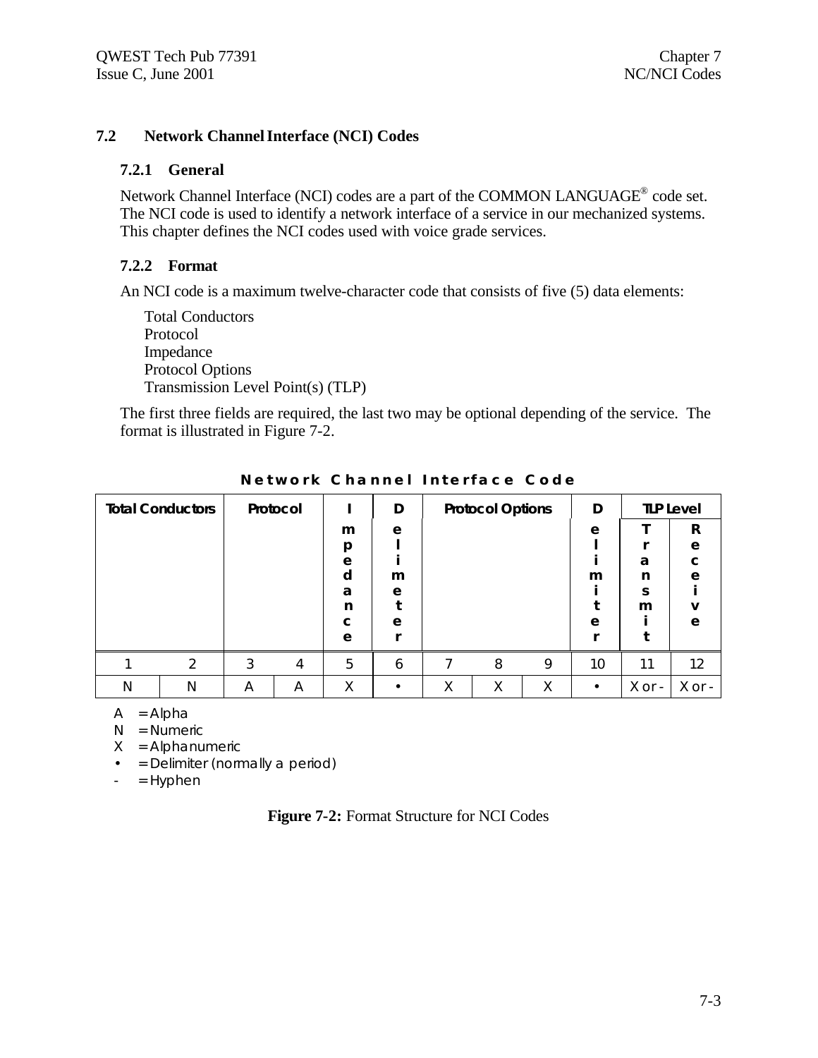### 7.2 Network Channel Interface (NCI) Codes

#### 7.2.1 General

Network Channel Interface (NCI) codes are a part of the COMMON LANGUAGE® code set. The NCI code is used to identify a network interface of a service in our mechanized systems. This chapter defines the NCI codes used with voice grade services.

#### 7.2.2 Format

An NCI code is a maximum twelve-character code that consists of five (5) data elements:

Total Conductors
Protocol
Impedance
Protocol Options
Transmission Level Point(s) (TLP)

The first three fields are required, the last two may be optional depending of the service. The format is illustrated in Figure 7-2.

**Network Channel Interface Code**

| Total Conductors | | Protocol | | Impedance | Delimeter | Protocol Options | | | Delimiter | TLP Level | |
|---|---|---|---|---|---|---|---|---|---|---|---|
| | | | | | | | | | | Transmit | Receive |
| 1 | 2 | 3 | 4 | 5 | 6 | 7 | 8 | 9 | 10 | 11 | 12 |
| N | N | A | A | X | • | X | X | X | • | X or - | X or - |

A = Alpha
N = Numeric
X = Alphanumeric
• = Delimiter (normally a period)
- = Hyphen

**Figure 7-2:** Format Structure for NCI Codes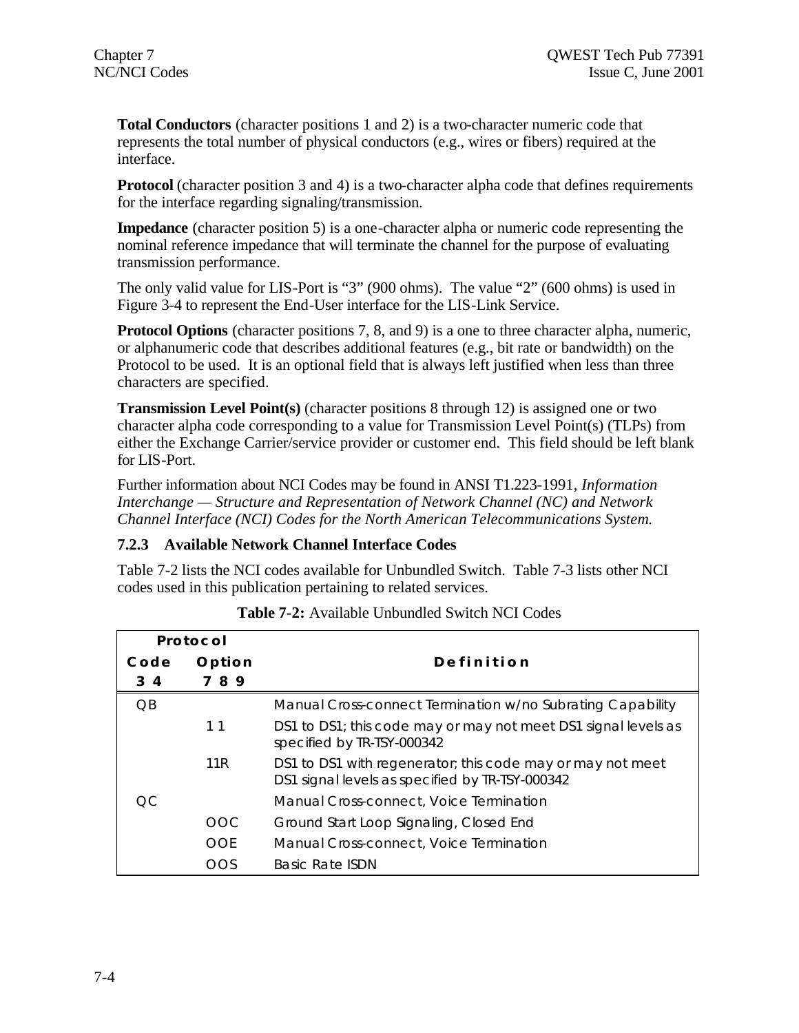**Total Conductors** (character positions 1 and 2) is a two-character numeric code that represents the total number of physical conductors (e.g., wires or fibers) required at the interface.

**Protocol** (character position 3 and 4) is a two-character alpha code that defines requirements for the interface regarding signaling/transmission.

**Impedance** (character position 5) is a one-character alpha or numeric code representing the nominal reference impedance that will terminate the channel for the purpose of evaluating transmission performance.

The only valid value for LIS-Port is "3" (900 ohms). The value "2" (600 ohms) is used in Figure 3-4 to represent the End-User interface for the LIS-Link Service.

**Protocol Options** (character positions 7, 8, and 9) is a one to three character alpha, numeric, or alphanumeric code that describes additional features (e.g., bit rate or bandwidth) on the Protocol to be used. It is an optional field that is always left justified when less than three characters are specified.

**Transmission Level Point(s)** (character positions 8 through 12) is assigned one or two character alpha code corresponding to a value for Transmission Level Point(s) (TLPs) from either the Exchange Carrier/service provider or customer end. This field should be left blank for LIS-Port.

Further information about NCI Codes may be found in ANSI T1.223-1991, *Information Interchange — Structure and Representation of Network Channel (NC) and Network Channel Interface (NCI) Codes for the North American Telecommunications System.*

### 7.2.3 Available Network Channel Interface Codes

Table 7-2 lists the NCI codes available for Unbundled Switch. Table 7-3 lists other NCI codes used in this publication pertaining to related services.

**Table 7-2:** Available Unbundled Switch NCI Codes

| Protocol | | |
|---|---|---|
| **Code 3 4** | **Option 7 8 9** | **Definition** |
| QB | | Manual Cross-connect Termination w/no Subrating Capability |
| | 1 1 | DS1 to DS1; this code may or may not meet DS1 signal levels as specified by TR-TSY-000342 |
| | 11R | DS1 to DS1 with regenerator; this code may or may not meet DS1 signal levels as specified by TR-TSY-000342 |
| QC | | Manual Cross-connect, Voice Termination |
| | OOC | Ground Start Loop Signaling, Closed End |
| | OOE | Manual Cross-connect, Voice Termination |
| | OOS | Basic Rate ISDN |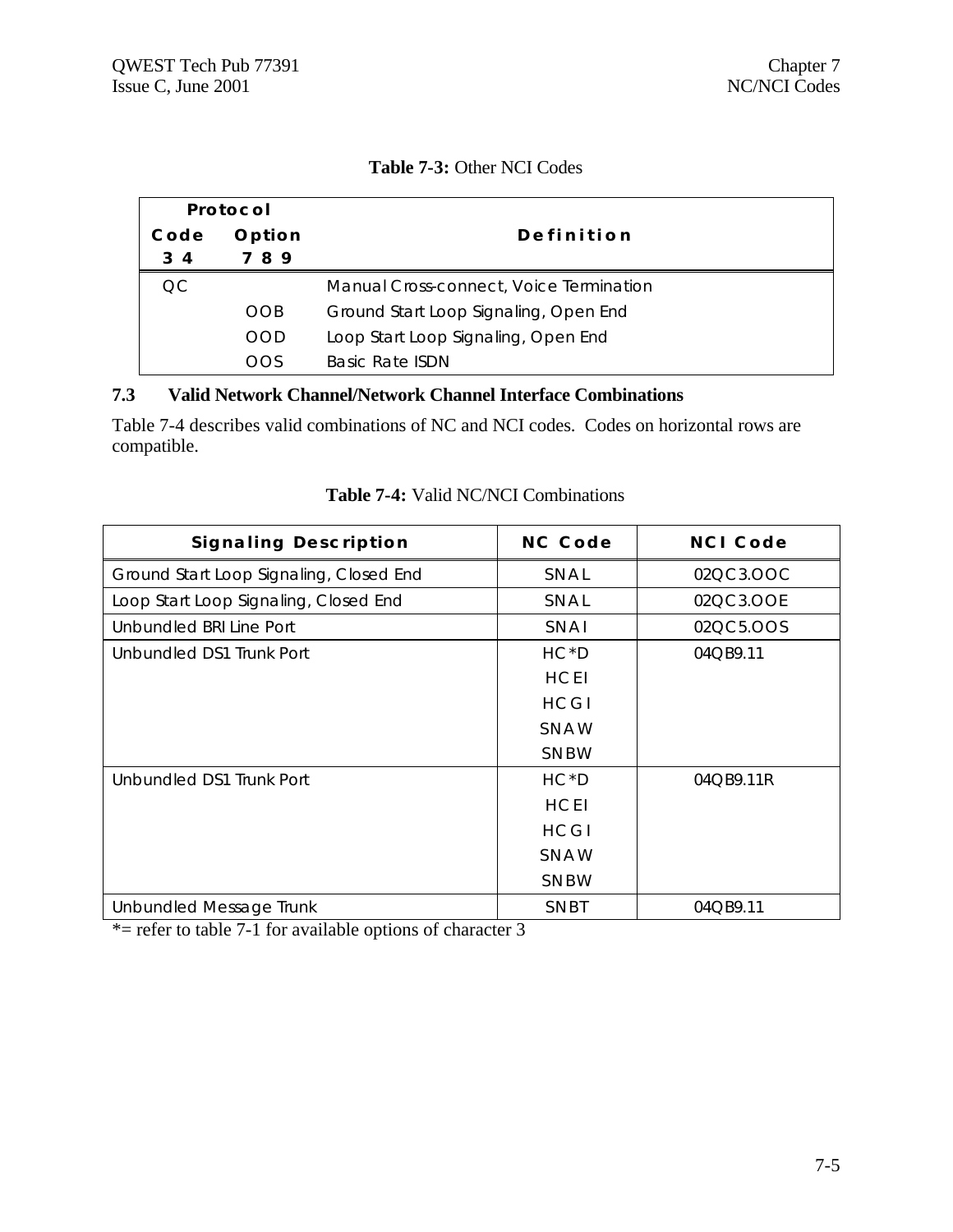**Table 7-3:** Other NCI Codes

| Protocol Code 3 4 | Option 7 8 9 | Definition |
|---|---|---|
| QC | | Manual Cross-connect, Voice Termination |
| | OOB | Ground Start Loop Signaling, Open End |
| | OOD | Loop Start Loop Signaling, Open End |
| | OOS | Basic Rate ISDN |

### 7.3 Valid Network Channel/Network Channel Interface Combinations

Table 7-4 describes valid combinations of NC and NCI codes. Codes on horizontal rows are compatible.

**Table 7-4:** Valid NC/NCI Combinations

| Signaling Description | NC Code | NCI Code |
|---|---|---|
| Ground Start Loop Signaling, Closed End | SNAL | 02QC3.OOC |
| Loop Start Loop Signaling, Closed End | SNAL | 02QC3.OOE |
| Unbundled BRI Line Port | SNAI | 02QC5.OOS |
| Unbundled DS1 Trunk Port | HC*D<br>HCEI<br>HCGI<br>SNAW<br>SNBW | 04QB9.11 |
| Unbundled DS1 Trunk Port | HC*D<br>HCEI<br>HCGI<br>SNAW<br>SNBW | 04QB9.11R |
| Unbundled Message Trunk | SNBT | 04QB9.11 |

*= refer to table 7-1 for available options of character 3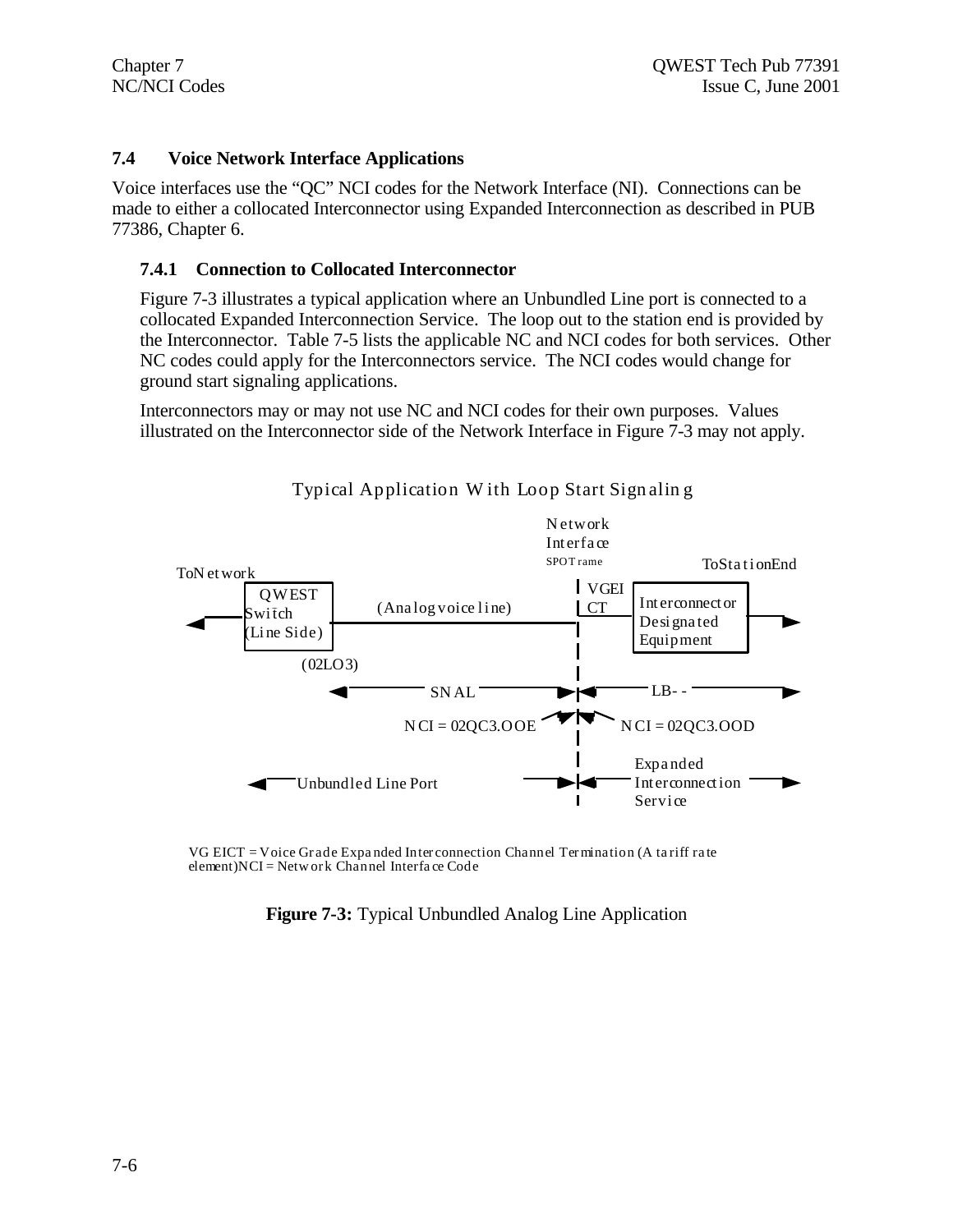## 7.4 Voice Network Interface Applications

Voice interfaces use the "QC" NCI codes for the Network Interface (NI). Connections can be made to either a collocated Interconnector using Expanded Interconnection as described in PUB 77386, Chapter 6.

### 7.4.1 Connection to Collocated Interconnector

Figure 7-3 illustrates a typical application where an Unbundled Line port is connected to a collocated Expanded Interconnection Service. The loop out to the station end is provided by the Interconnector. Table 7-5 lists the applicable NC and NCI codes for both services. Other NC codes could apply for the Interconnectors service. The NCI codes would change for ground start signaling applications.

Interconnectors may or may not use NC and NCI codes for their own purposes. Values illustrated on the Interconnector side of the Network Interface in Figure 7-3 may not apply.

Typical Application With Loop Start Signaling

Network Interface SPOT rame

To Network

QWEST Switch (Line Side)

(Analog voice line)

VGEI CT

Interconnector Designated Equipment

To Station End

(02LO3)

SNAL

LB- -

NCI = 02QC3.OOE

NCI = 02QC3.OOD

Unbundled Line Port

Expanded Interconnection Service

VG EICT = Voice Grade Expanded Interconnection Channel Termination (A tariff rate element)NCI = Network Channel Interface Code

**Figure 7-3:** Typical Unbundled Analog Line Application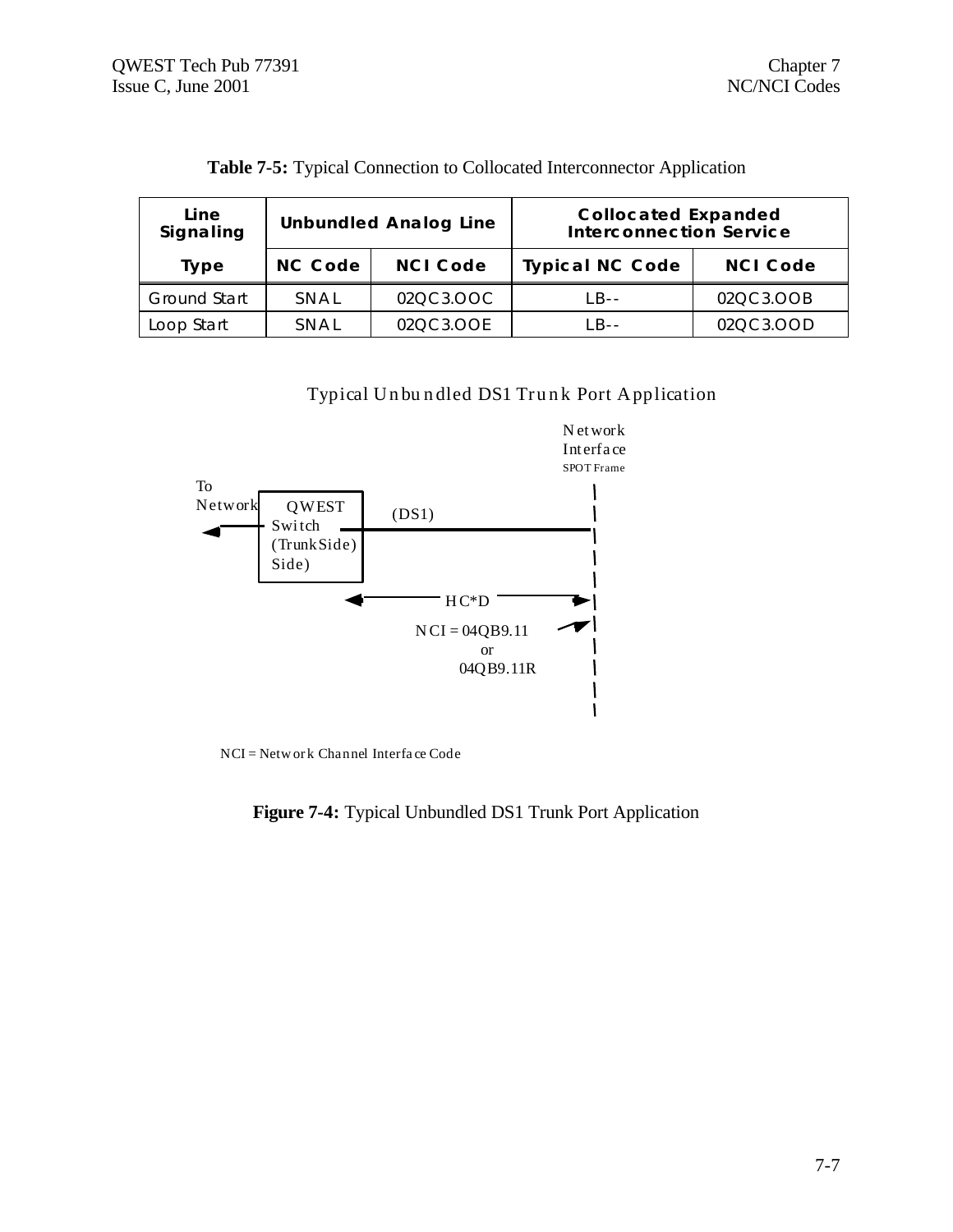**Table 7-5:** Typical Connection to Collocated Interconnector Application

| Line Signaling | Unbundled Analog Line | | Collocated Expanded Interconnection Service | |
|---|---|---|---|---|
| Type | NC Code | NCI Code | Typical NC Code | NCI Code |
| Ground Start | SNAL | 02QC3.OOC | LB-- | 02QC3.OOB |
| Loop Start | SNAL | 02QC3.OOE | LB-- | 02QC3.OOD |

Typical Unbundled DS1 Trunk Port Application

To Network

QWEST Switch (TrunkSide) Side)

(DS1)

Network Interface SPOT Frame

HC*D

NCI = 04QB9.11 or 04QB9.11R

NCI = Network Channel Interface Code

**Figure 7-4:** Typical Unbundled DS1 Trunk Port Application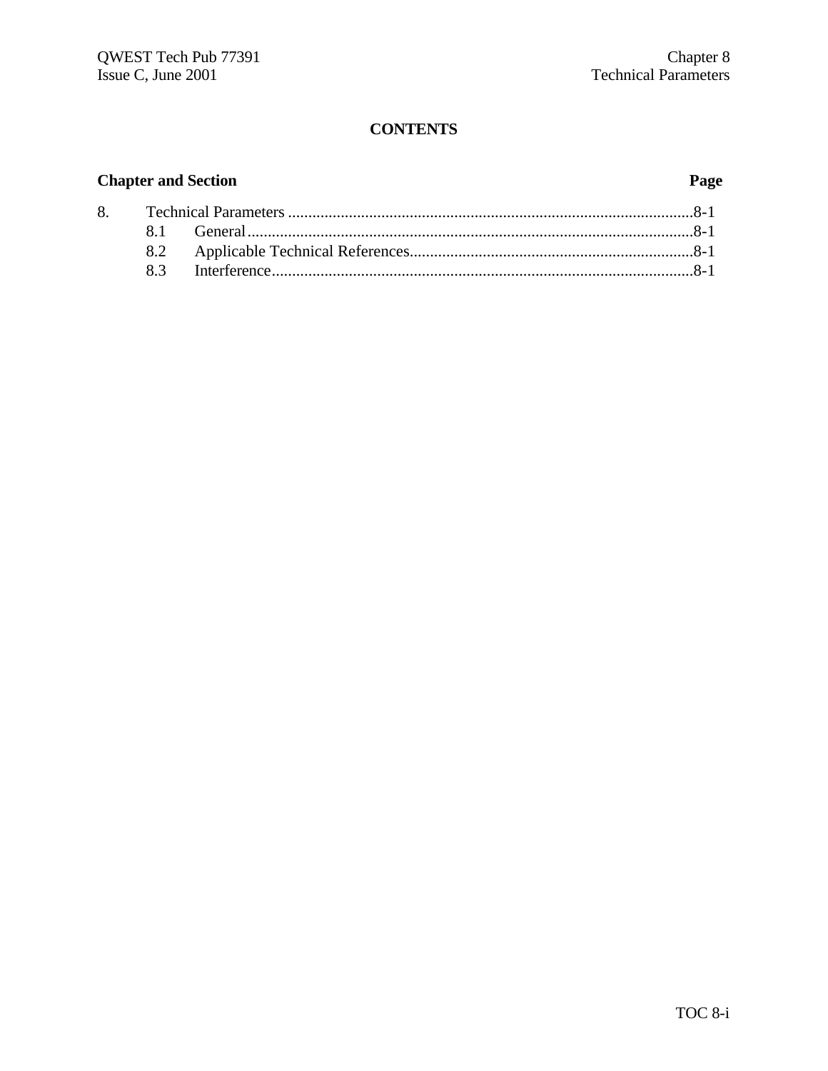# CONTENTS

| Chapter and Section | | Page |
|---|---|---|
| 8. | Technical Parameters | 8-1 |
| 8.1 | General | 8-1 |
| 8.2 | Applicable Technical References | 8-1 |
| 8.3 | Interference | 8-1 |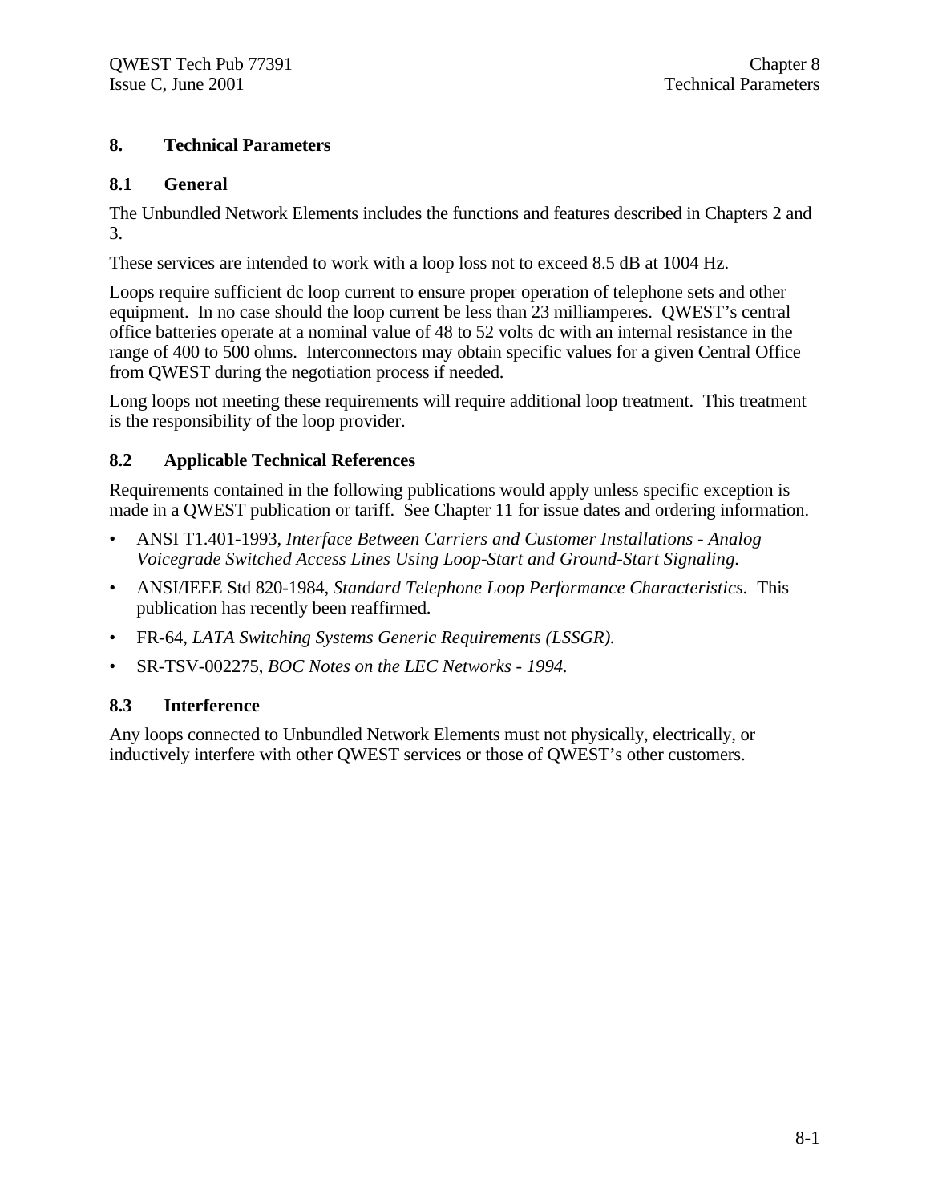# 8. Technical Parameters

## 8.1 General

The Unbundled Network Elements includes the functions and features described in Chapters 2 and 3.

These services are intended to work with a loop loss not to exceed 8.5 dB at 1004 Hz.

Loops require sufficient dc loop current to ensure proper operation of telephone sets and other equipment. In no case should the loop current be less than 23 milliamperes. QWEST's central office batteries operate at a nominal value of 48 to 52 volts dc with an internal resistance in the range of 400 to 500 ohms. Interconnectors may obtain specific values for a given Central Office from QWEST during the negotiation process if needed.

Long loops not meeting these requirements will require additional loop treatment. This treatment is the responsibility of the loop provider.

## 8.2 Applicable Technical References

Requirements contained in the following publications would apply unless specific exception is made in a QWEST publication or tariff. See Chapter 11 for issue dates and ordering information.

- ANSI T1.401-1993, *Interface Between Carriers and Customer Installations - Analog Voicegrade Switched Access Lines Using Loop-Start and Ground-Start Signaling.*
- ANSI/IEEE Std 820-1984, *Standard Telephone Loop Performance Characteristics.* This publication has recently been reaffirmed.
- FR-64, *LATA Switching Systems Generic Requirements (LSSGR).*
- SR-TSV-002275, *BOC Notes on the LEC Networks - 1994.*

## 8.3 Interference

Any loops connected to Unbundled Network Elements must not physically, electrically, or inductively interfere with other QWEST services or those of QWEST's other customers.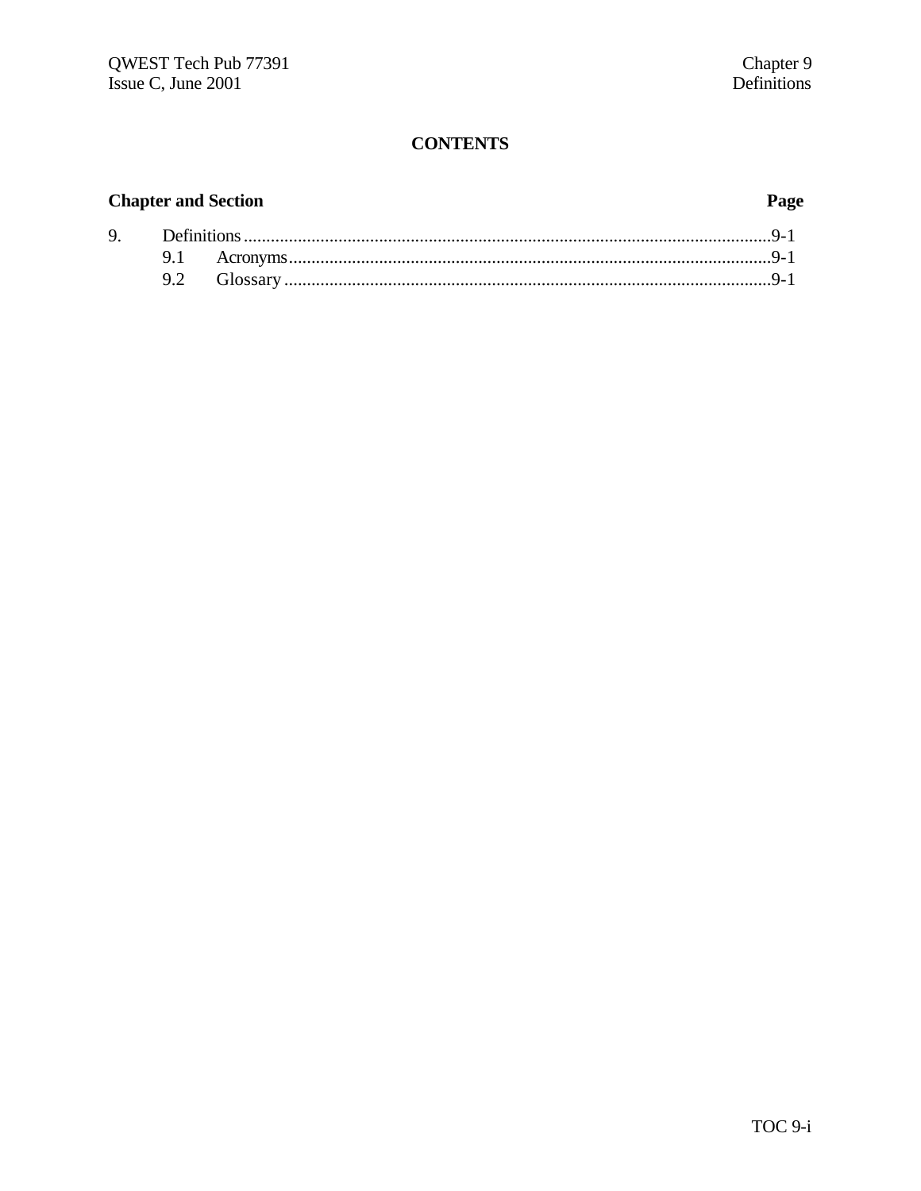# CONTENTS

**Chapter and Section** **Page**

9. Definitions....................................................................................................................9-1
   9.1 Acronyms..........................................................................................................9-1
   9.2 Glossary ...........................................................................................................9-1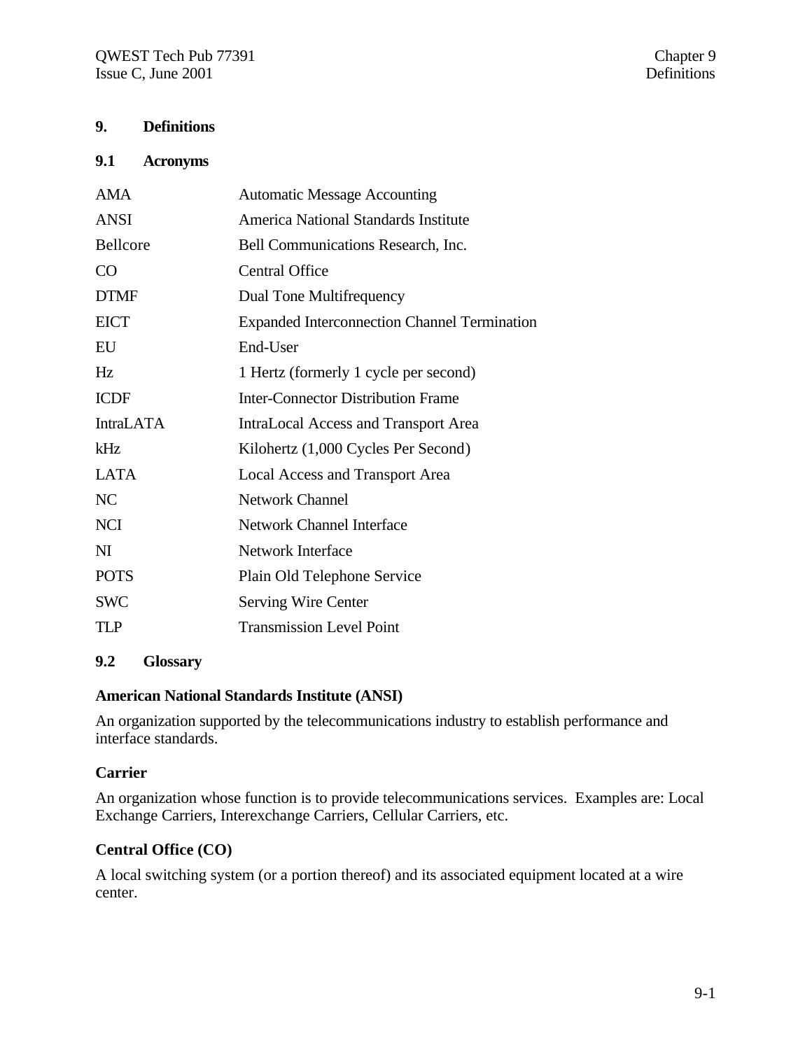# 9. Definitions

## 9.1 Acronyms

| | |
|---|---|
| AMA | Automatic Message Accounting |
| ANSI | America National Standards Institute |
| Bellcore | Bell Communications Research, Inc. |
| CO | Central Office |
| DTMF | Dual Tone Multifrequency |
| EICT | Expanded Interconnection Channel Termination |
| EU | End-User |
| Hz | 1 Hertz (formerly 1 cycle per second) |
| ICDF | Inter-Connector Distribution Frame |
| IntraLATA | IntraLocal Access and Transport Area |
| kHz | Kilohertz (1,000 Cycles Per Second) |
| LATA | Local Access and Transport Area |
| NC | Network Channel |
| NCI | Network Channel Interface |
| NI | Network Interface |
| POTS | Plain Old Telephone Service |
| SWC | Serving Wire Center |
| TLP | Transmission Level Point |

## 9.2 Glossary

**American National Standards Institute (ANSI)**

An organization supported by the telecommunications industry to establish performance and interface standards.

**Carrier**

An organization whose function is to provide telecommunications services. Examples are: Local Exchange Carriers, Interexchange Carriers, Cellular Carriers, etc.

**Central Office (CO)**

A local switching system (or a portion thereof) and its associated equipment located at a wire center.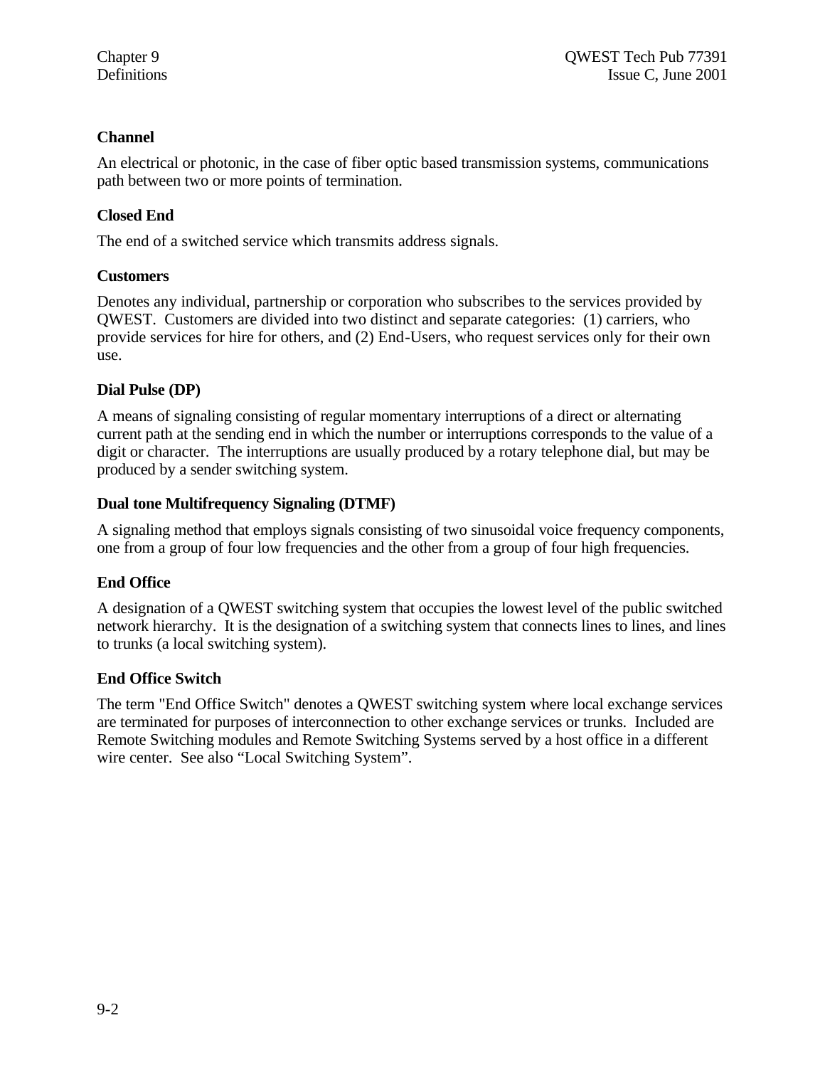### Channel

An electrical or photonic, in the case of fiber optic based transmission systems, communications path between two or more points of termination.

### Closed End

The end of a switched service which transmits address signals.

### Customers

Denotes any individual, partnership or corporation who subscribes to the services provided by QWEST. Customers are divided into two distinct and separate categories: (1) carriers, who provide services for hire for others, and (2) End-Users, who request services only for their own use.

### Dial Pulse (DP)

A means of signaling consisting of regular momentary interruptions of a direct or alternating current path at the sending end in which the number or interruptions corresponds to the value of a digit or character. The interruptions are usually produced by a rotary telephone dial, but may be produced by a sender switching system.

### Dual tone Multifrequency Signaling (DTMF)

A signaling method that employs signals consisting of two sinusoidal voice frequency components, one from a group of four low frequencies and the other from a group of four high frequencies.

### End Office

A designation of a QWEST switching system that occupies the lowest level of the public switched network hierarchy. It is the designation of a switching system that connects lines to lines, and lines to trunks (a local switching system).

### End Office Switch

The term "End Office Switch" denotes a QWEST switching system where local exchange services are terminated for purposes of interconnection to other exchange services or trunks. Included are Remote Switching modules and Remote Switching Systems served by a host office in a different wire center. See also “Local Switching System”.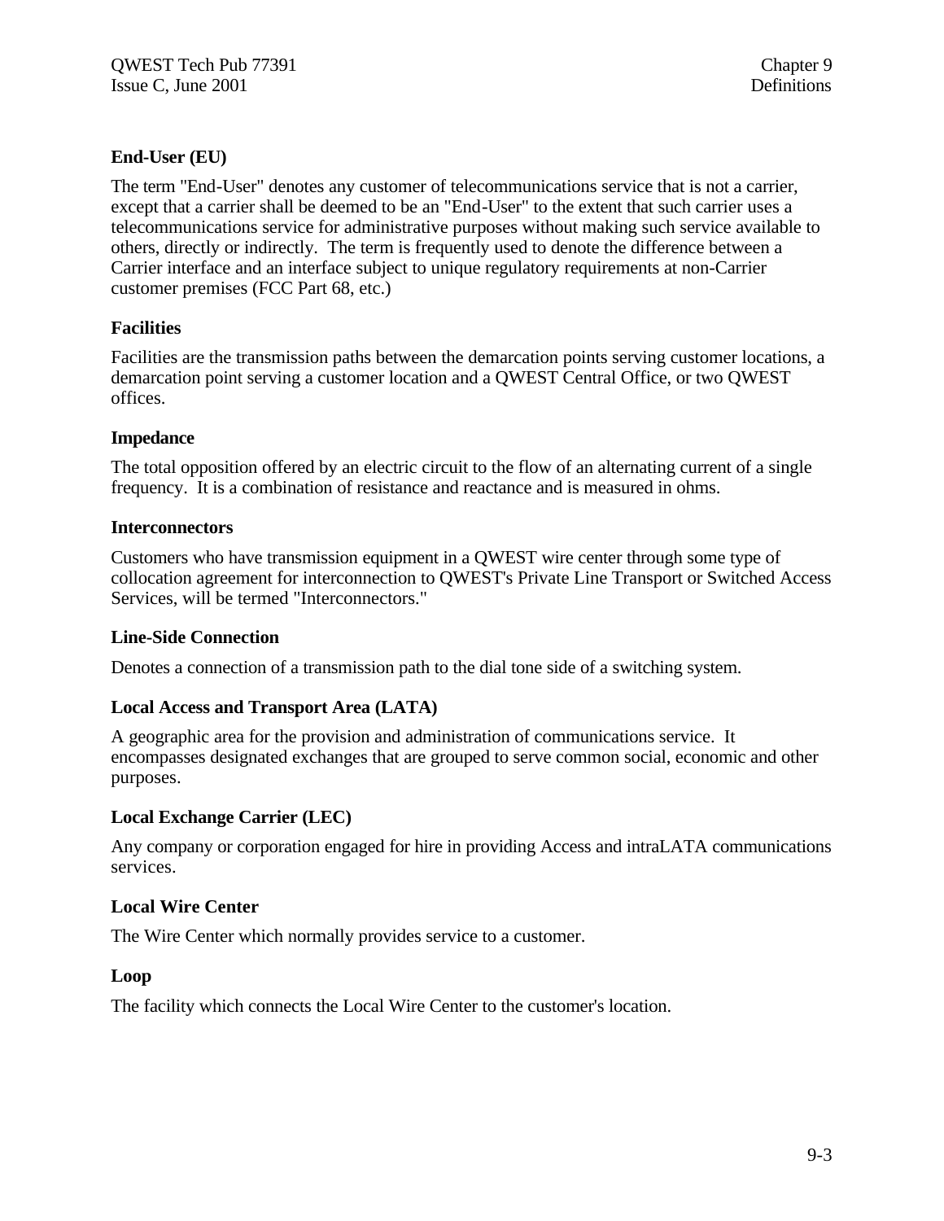**End-User (EU)**

The term "End-User" denotes any customer of telecommunications service that is not a carrier, except that a carrier shall be deemed to be an "End-User" to the extent that such carrier uses a telecommunications service for administrative purposes without making such service available to others, directly or indirectly. The term is frequently used to denote the difference between a Carrier interface and an interface subject to unique regulatory requirements at non-Carrier customer premises (FCC Part 68, etc.)

**Facilities**

Facilities are the transmission paths between the demarcation points serving customer locations, a demarcation point serving a customer location and a QWEST Central Office, or two QWEST offices.

**Impedance**

The total opposition offered by an electric circuit to the flow of an alternating current of a single frequency. It is a combination of resistance and reactance and is measured in ohms.

**Interconnectors**

Customers who have transmission equipment in a QWEST wire center through some type of collocation agreement for interconnection to QWEST's Private Line Transport or Switched Access Services, will be termed "Interconnectors."

**Line-Side Connection**

Denotes a connection of a transmission path to the dial tone side of a switching system.

**Local Access and Transport Area (LATA)**

A geographic area for the provision and administration of communications service. It encompasses designated exchanges that are grouped to serve common social, economic and other purposes.

**Local Exchange Carrier (LEC)**

Any company or corporation engaged for hire in providing Access and intraLATA communications services.

**Local Wire Center**

The Wire Center which normally provides service to a customer.

**Loop**

The facility which connects the Local Wire Center to the customer's location.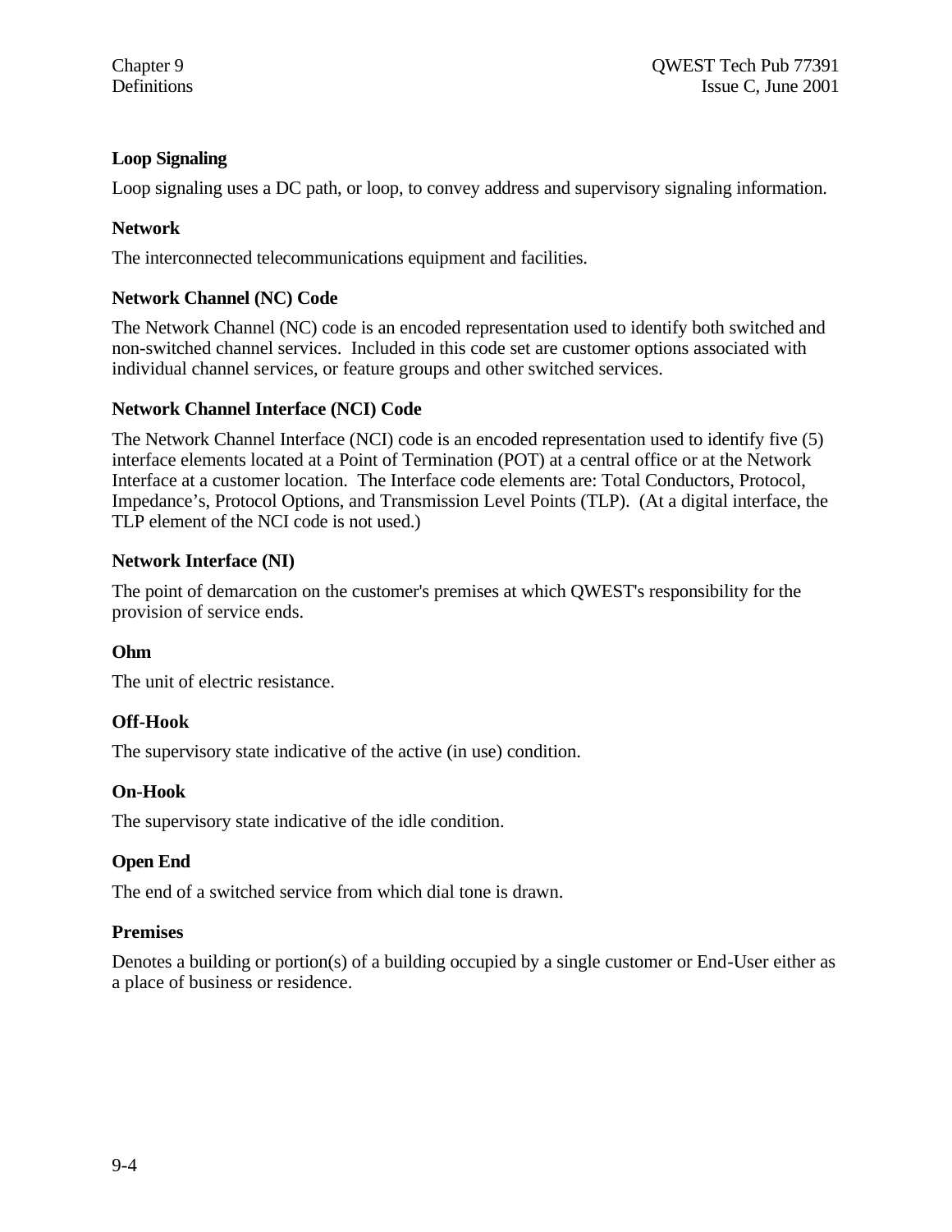**Loop Signaling**

Loop signaling uses a DC path, or loop, to convey address and supervisory signaling information.

**Network**

The interconnected telecommunications equipment and facilities.

**Network Channel (NC) Code**

The Network Channel (NC) code is an encoded representation used to identify both switched and non-switched channel services.  Included in this code set are customer options associated with individual channel services, or feature groups and other switched services.

**Network Channel Interface (NCI) Code**

The Network Channel Interface (NCI) code is an encoded representation used to identify five (5) interface elements located at a Point of Termination (POT) at a central office or at the Network Interface at a customer location.  The Interface code elements are: Total Conductors, Protocol, Impedance's, Protocol Options, and Transmission Level Points (TLP).  (At a digital interface, the TLP element of the NCI code is not used.)

**Network Interface (NI)**

The point of demarcation on the customer's premises at which QWEST's responsibility for the provision of service ends.

**Ohm**

The unit of electric resistance.

**Off-Hook**

The supervisory state indicative of the active (in use) condition.

**On-Hook**

The supervisory state indicative of the idle condition.

**Open End**

The end of a switched service from which dial tone is drawn.

**Premises**

Denotes a building or portion(s) of a building occupied by a single customer or End-User either as a place of business or residence.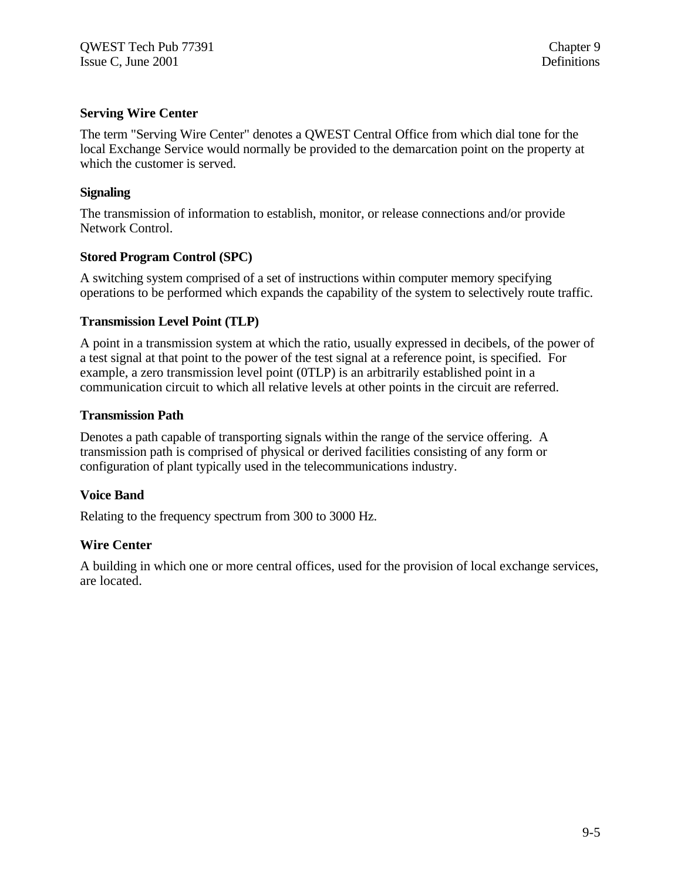**Serving Wire Center**

The term "Serving Wire Center" denotes a QWEST Central Office from which dial tone for the local Exchange Service would normally be provided to the demarcation point on the property at which the customer is served.

**Signaling**

The transmission of information to establish, monitor, or release connections and/or provide Network Control.

**Stored Program Control (SPC)**

A switching system comprised of a set of instructions within computer memory specifying operations to be performed which expands the capability of the system to selectively route traffic.

**Transmission Level Point (TLP)**

A point in a transmission system at which the ratio, usually expressed in decibels, of the power of a test signal at that point to the power of the test signal at a reference point, is specified. For example, a zero transmission level point (0TLP) is an arbitrarily established point in a communication circuit to which all relative levels at other points in the circuit are referred.

**Transmission Path**

Denotes a path capable of transporting signals within the range of the service offering. A transmission path is comprised of physical or derived facilities consisting of any form or configuration of plant typically used in the telecommunications industry.

**Voice Band**

Relating to the frequency spectrum from 300 to 3000 Hz.

**Wire Center**

A building in which one or more central offices, used for the provision of local exchange services, are located.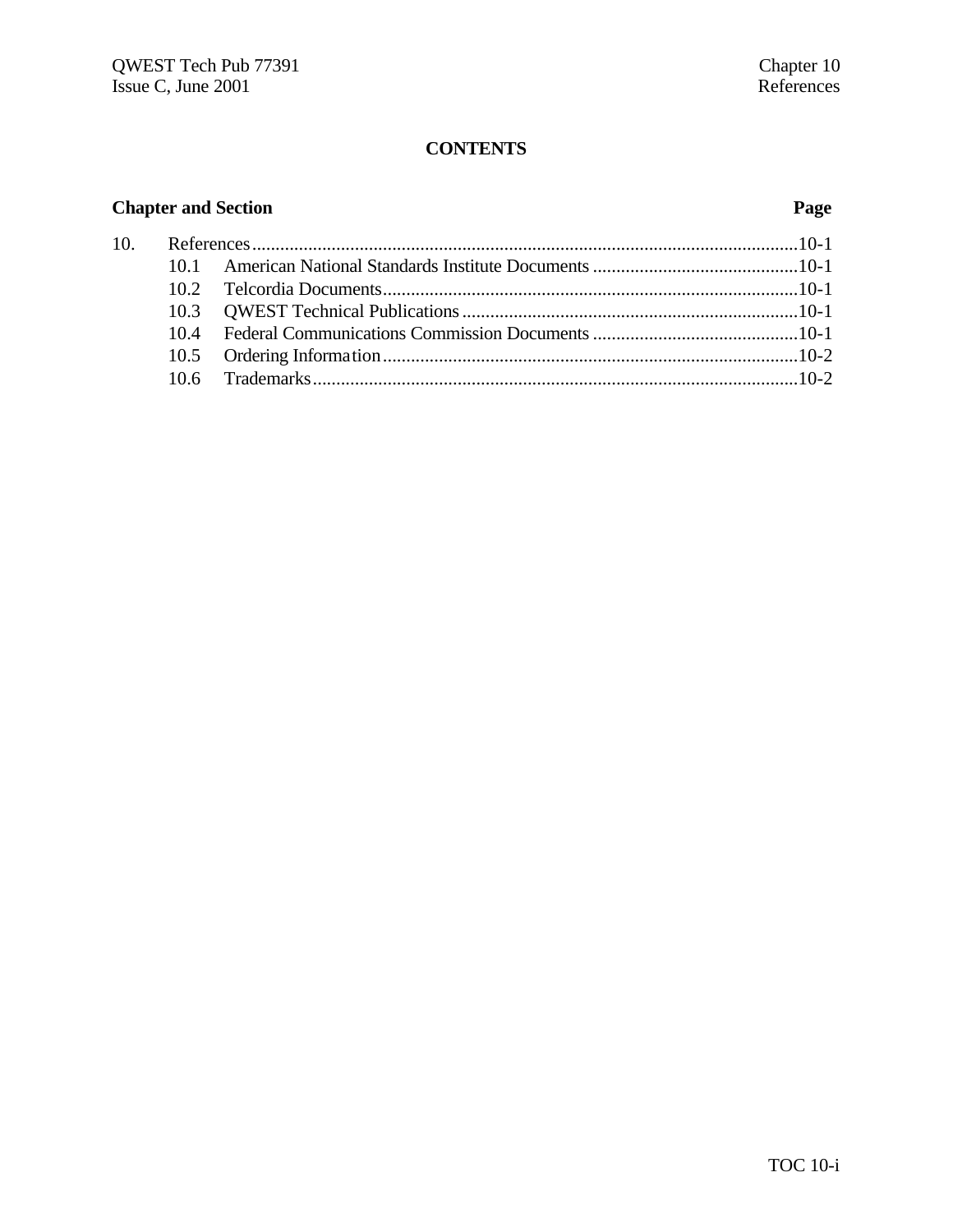# CONTENTS

| Chapter and Section | | Page |
|---|---|---|
| 10. | References | 10-1 |
| 10.1 | American National Standards Institute Documents | 10-1 |
| 10.2 | Telcordia Documents | 10-1 |
| 10.3 | QWEST Technical Publications | 10-1 |
| 10.4 | Federal Communications Commission Documents | 10-1 |
| 10.5 | Ordering Information | 10-2 |
| 10.6 | Trademarks | 10-2 |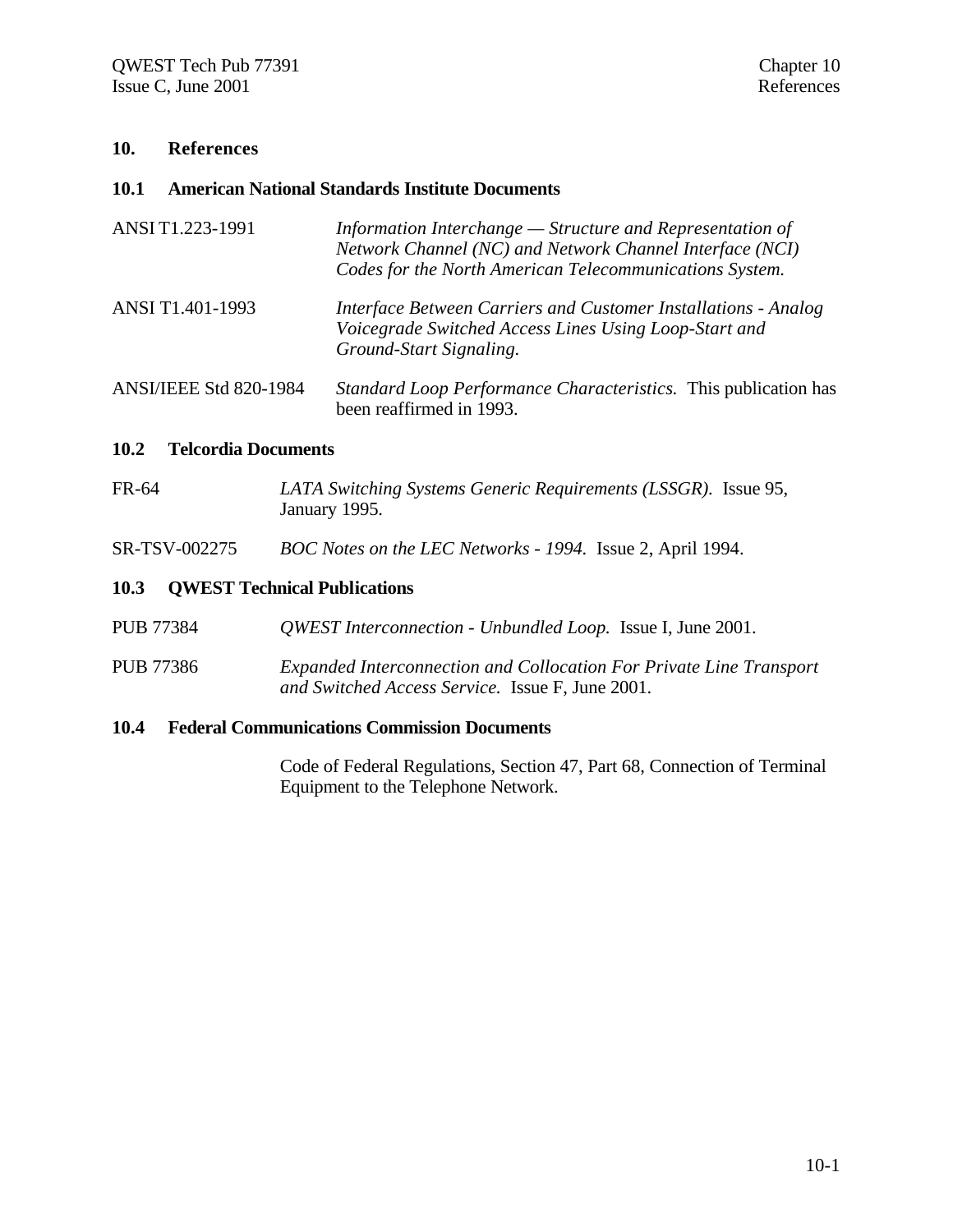# 10. References

## 10.1 American National Standards Institute Documents

| | |
|---|---|
| ANSI T1.223-1991 | *Information Interchange — Structure and Representation of Network Channel (NC) and Network Channel Interface (NCI) Codes for the North American Telecommunications System.* |
| ANSI T1.401-1993 | *Interface Between Carriers and Customer Installations - Analog Voicegrade Switched Access Lines Using Loop-Start and Ground-Start Signaling.* |
| ANSI/IEEE Std 820-1984 | *Standard Loop Performance Characteristics.* This publication has been reaffirmed in 1993. |

## 10.2 Telcordia Documents

| | |
|---|---|
| FR-64 | *LATA Switching Systems Generic Requirements (LSSGR).* Issue 95, January 1995. |
| SR-TSV-002275 | *BOC Notes on the LEC Networks - 1994.* Issue 2, April 1994. |

## 10.3 QWEST Technical Publications

| | |
|---|---|
| PUB 77384 | *QWEST Interconnection - Unbundled Loop.* Issue I, June 2001. |
| PUB 77386 | *Expanded Interconnection and Collocation For Private Line Transport and Switched Access Service.* Issue F, June 2001. |

## 10.4 Federal Communications Commission Documents

Code of Federal Regulations, Section 47, Part 68, Connection of Terminal Equipment to the Telephone Network.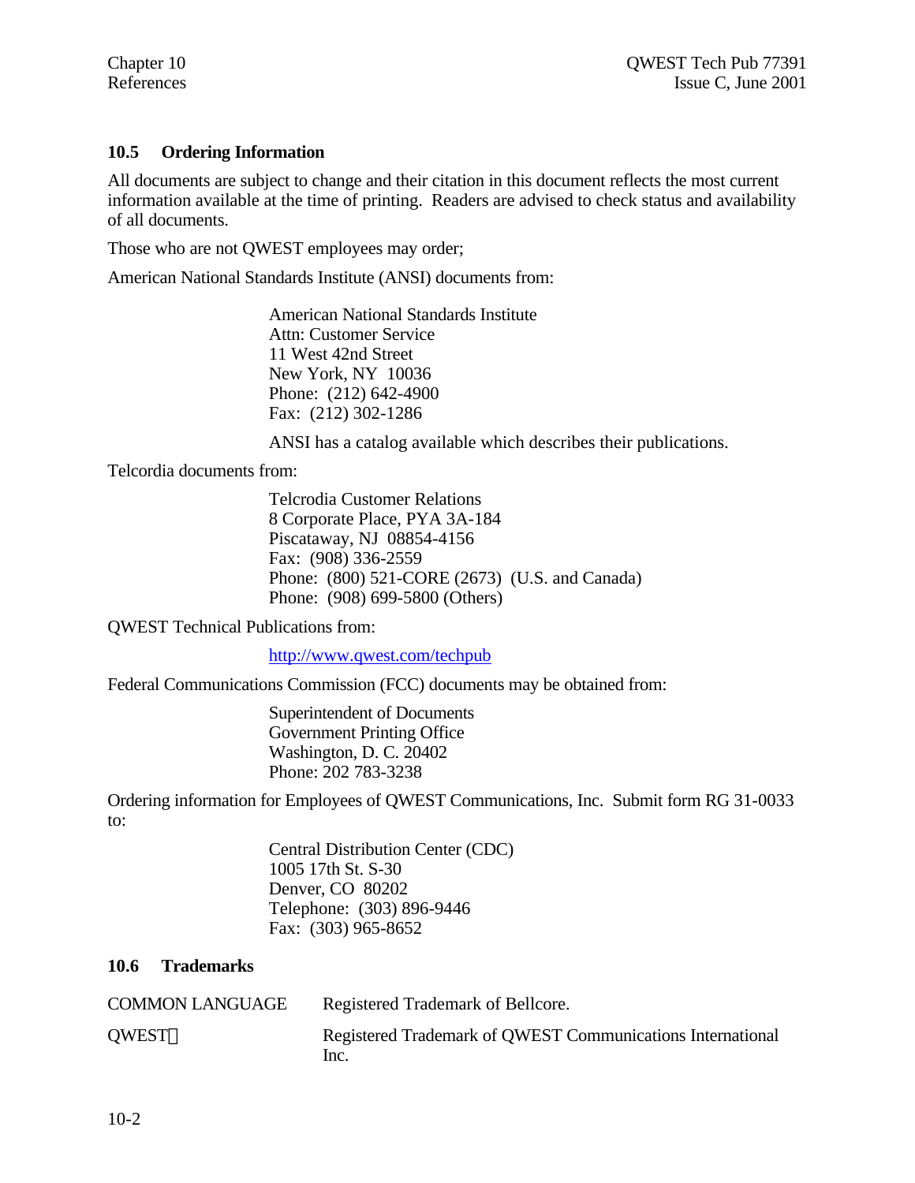## 10.5 Ordering Information

All documents are subject to change and their citation in this document reflects the most current information available at the time of printing. Readers are advised to check status and availability of all documents.

Those who are not QWEST employees may order;

American National Standards Institute (ANSI) documents from:

> American National Standards Institute
> Attn: Customer Service
> 11 West 42nd Street
> New York, NY 10036
> Phone: (212) 642-4900
> Fax: (212) 302-1286
>
> ANSI has a catalog available which describes their publications.

Telcordia documents from:

> Telcrodia Customer Relations
> 8 Corporate Place, PYA 3A-184
> Piscataway, NJ 08854-4156
> Fax: (908) 336-2559
> Phone: (800) 521-CORE (2673) (U.S. and Canada)
> Phone: (908) 699-5800 (Others)

QWEST Technical Publications from:

> http://www.qwest.com/techpub

Federal Communications Commission (FCC) documents may be obtained from:

> Superintendent of Documents
> Government Printing Office
> Washington, D. C. 20402
> Phone: 202 783-3238

Ordering information for Employees of QWEST Communications, Inc. Submit form RG 31-0033 to:

> Central Distribution Center (CDC)
> 1005 17th St. S-30
> Denver, CO 80202
> Telephone: (303) 896-9446
> Fax: (303) 965-8652

## 10.6 Trademarks

| | |
|---|---|
| COMMON LANGUAGE | Registered Trademark of Bellcore. |
| QWEST® | Registered Trademark of QWEST Communications International Inc. |